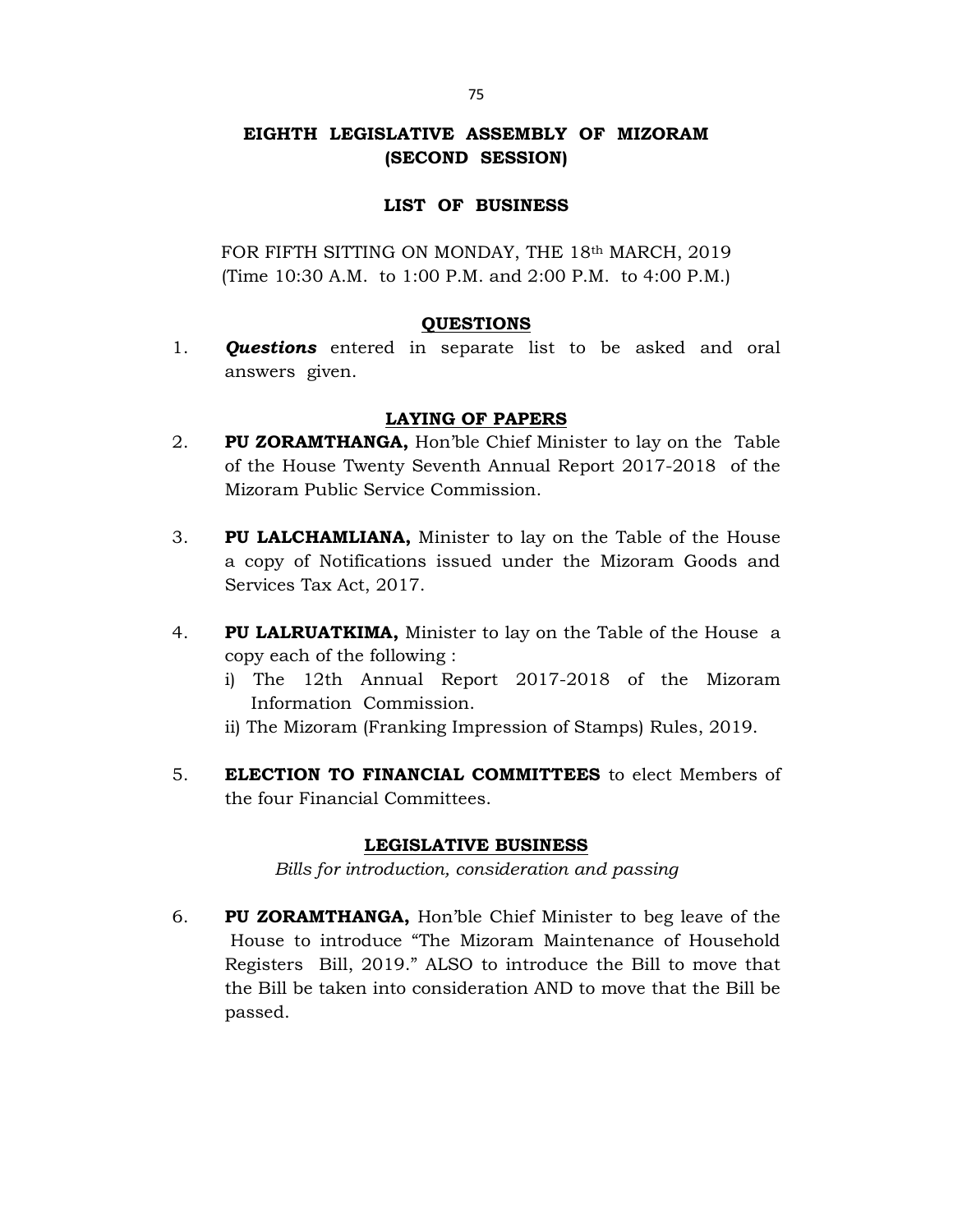# EIGHTH LEGISLATIVE ASSEMBLY OF MIZORAM
## (SECOND SESSION)

### LIST OF BUSINESS

FOR FIFTH SITTING ON MONDAY, THE 18th MARCH, 2019
(Time 10:30 A.M. to 1:00 P.M. and 2:00 P.M. to 4:00 P.M.)

### QUESTIONS

1. ***Questions*** entered in separate list to be asked and oral answers given.

### LAYING OF PAPERS

2. **PU ZORAMTHANGA,** Hon'ble Chief Minister to lay on the Table of the House Twenty Seventh Annual Report 2017-2018 of the Mizoram Public Service Commission.

3. **PU LALCHAMLIANA,** Minister to lay on the Table of the House a copy of Notifications issued under the Mizoram Goods and Services Tax Act, 2017.

4. **PU LALRUATKIMA,** Minister to lay on the Table of the House a copy each of the following :
   i) The 12th Annual Report 2017-2018 of the Mizoram Information Commission.
   ii) The Mizoram (Franking Impression of Stamps) Rules, 2019.

5. **ELECTION TO FINANCIAL COMMITTEES** to elect Members of the four Financial Committees.

### LEGISLATIVE BUSINESS

*Bills for introduction, consideration and passing*

6. **PU ZORAMTHANGA,** Hon'ble Chief Minister to beg leave of the House to introduce "The Mizoram Maintenance of Household Registers Bill, 2019." ALSO to introduce the Bill to move that the Bill be taken into consideration AND to move that the Bill be passed.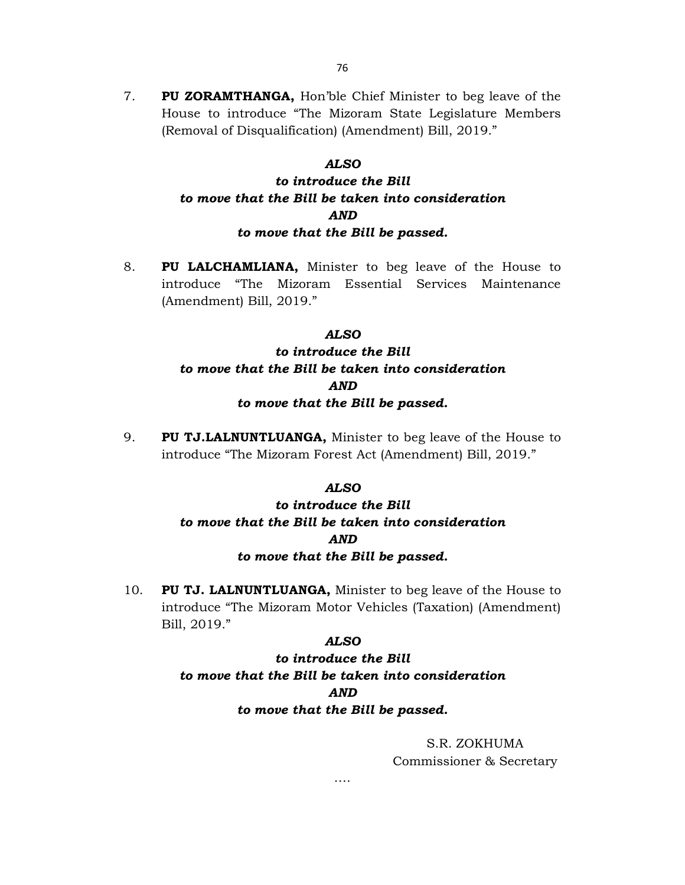7. **PU ZORAMTHANGA,** Hon'ble Chief Minister to beg leave of the House to introduce "The Mizoram State Legislature Members (Removal of Disqualification) (Amendment) Bill, 2019."

***ALSO***
***to introduce the Bill***
***to move that the Bill be taken into consideration***
***AND***
***to move that the Bill be passed.***

8. **PU LALCHAMLIANA,** Minister to beg leave of the House to introduce "The Mizoram Essential Services Maintenance (Amendment) Bill, 2019."

***ALSO***
***to introduce the Bill***
***to move that the Bill be taken into consideration***
***AND***
***to move that the Bill be passed.***

9. **PU TJ.LALNUNTLUANGA,** Minister to beg leave of the House to introduce "The Mizoram Forest Act (Amendment) Bill, 2019."

***ALSO***
***to introduce the Bill***
***to move that the Bill be taken into consideration***
***AND***
***to move that the Bill be passed.***

10. **PU TJ. LALNUNTLUANGA,** Minister to beg leave of the House to introduce "The Mizoram Motor Vehicles (Taxation) (Amendment) Bill, 2019."

***ALSO***
***to introduce the Bill***
***to move that the Bill be taken into consideration***
***AND***
***to move that the Bill be passed.***

S.R. ZOKHUMA
Commissioner & Secretary

....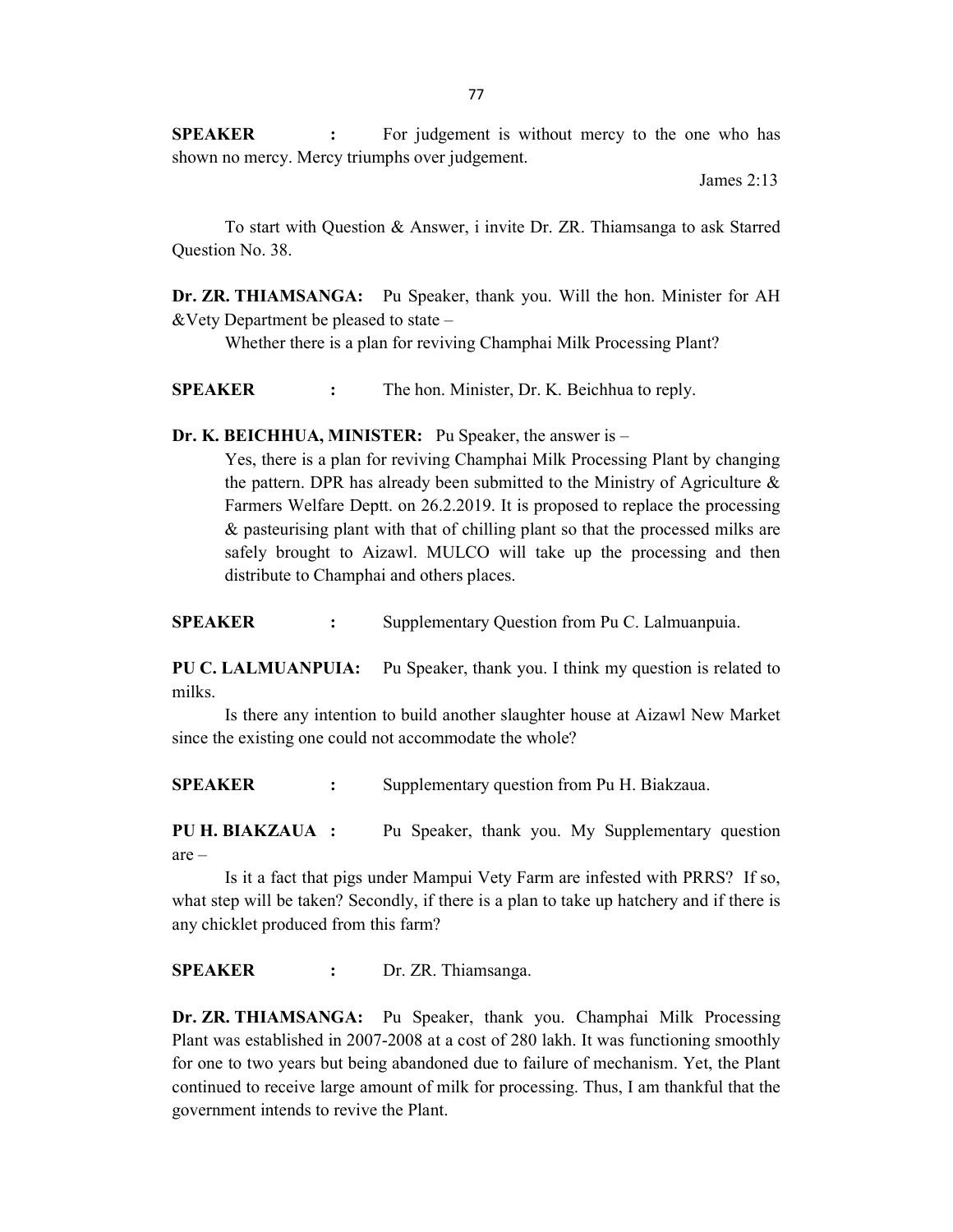**SPEAKER :** For judgement is without mercy to the one who has shown no mercy. Mercy triumphs over judgement.

James 2:13

To start with Question & Answer, i invite Dr. ZR. Thiamsanga to ask Starred Question No. 38.

**Dr. ZR. THIAMSANGA:** Pu Speaker, thank you. Will the hon. Minister for AH &Vety Department be pleased to state –

Whether there is a plan for reviving Champhai Milk Processing Plant?

**SPEAKER :** The hon. Minister, Dr. K. Beichhua to reply.

**Dr. K. BEICHHUA, MINISTER:** Pu Speaker, the answer is –

Yes, there is a plan for reviving Champhai Milk Processing Plant by changing the pattern. DPR has already been submitted to the Ministry of Agriculture & Farmers Welfare Deptt. on 26.2.2019. It is proposed to replace the processing & pasteurising plant with that of chilling plant so that the processed milks are safely brought to Aizawl. MULCO will take up the processing and then distribute to Champhai and others places.

**SPEAKER :** Supplementary Question from Pu C. Lalmuanpuia.

**PU C. LALMUANPUIA:** Pu Speaker, thank you. I think my question is related to milks.

Is there any intention to build another slaughter house at Aizawl New Market since the existing one could not accommodate the whole?

**SPEAKER :** Supplementary question from Pu H. Biakzaua.

**PU H. BIAKZAUA :** Pu Speaker, thank you. My Supplementary question are –

Is it a fact that pigs under Mampui Vety Farm are infested with PRRS? If so, what step will be taken? Secondly, if there is a plan to take up hatchery and if there is any chicklet produced from this farm?

**SPEAKER :** Dr. ZR. Thiamsanga.

**Dr. ZR. THIAMSANGA:** Pu Speaker, thank you. Champhai Milk Processing Plant was established in 2007-2008 at a cost of 280 lakh. It was functioning smoothly for one to two years but being abandoned due to failure of mechanism. Yet, the Plant continued to receive large amount of milk for processing. Thus, I am thankful that the government intends to revive the Plant.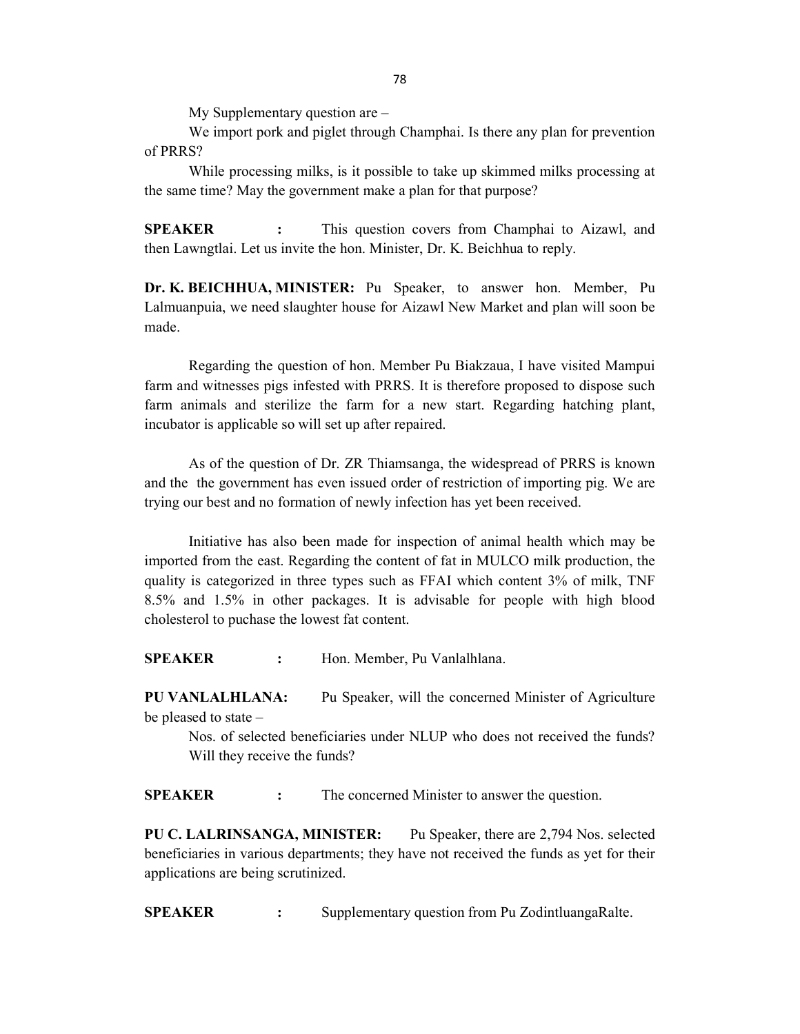My Supplementary question are –

We import pork and piglet through Champhai. Is there any plan for prevention of PRRS?

While processing milks, is it possible to take up skimmed milks processing at the same time? May the government make a plan for that purpose?

**SPEAKER :** This question covers from Champhai to Aizawl, and then Lawngtlai. Let us invite the hon. Minister, Dr. K. Beichhua to reply.

**Dr. K. BEICHHUA, MINISTER:** Pu Speaker, to answer hon. Member, Pu Lalmuanpuia, we need slaughter house for Aizawl New Market and plan will soon be made.

Regarding the question of hon. Member Pu Biakzaua, I have visited Mampui farm and witnesses pigs infested with PRRS. It is therefore proposed to dispose such farm animals and sterilize the farm for a new start. Regarding hatching plant, incubator is applicable so will set up after repaired.

As of the question of Dr. ZR Thiamsanga, the widespread of PRRS is known and the the government has even issued order of restriction of importing pig. We are trying our best and no formation of newly infection has yet been received.

Initiative has also been made for inspection of animal health which may be imported from the east. Regarding the content of fat in MULCO milk production, the quality is categorized in three types such as FFAI which content 3% of milk, TNF 8.5% and 1.5% in other packages. It is advisable for people with high blood cholesterol to puchase the lowest fat content.

**SPEAKER :** Hon. Member, Pu Vanlalhlana.

**PU VANLALHLANA:** Pu Speaker, will the concerned Minister of Agriculture be pleased to state –

Nos. of selected beneficiaries under NLUP who does not received the funds? Will they receive the funds?

**SPEAKER :** The concerned Minister to answer the question.

**PU C. LALRINSANGA, MINISTER:** Pu Speaker, there are 2,794 Nos. selected beneficiaries in various departments; they have not received the funds as yet for their applications are being scrutinized.

**SPEAKER :** Supplementary question from Pu ZodintluangaRalte.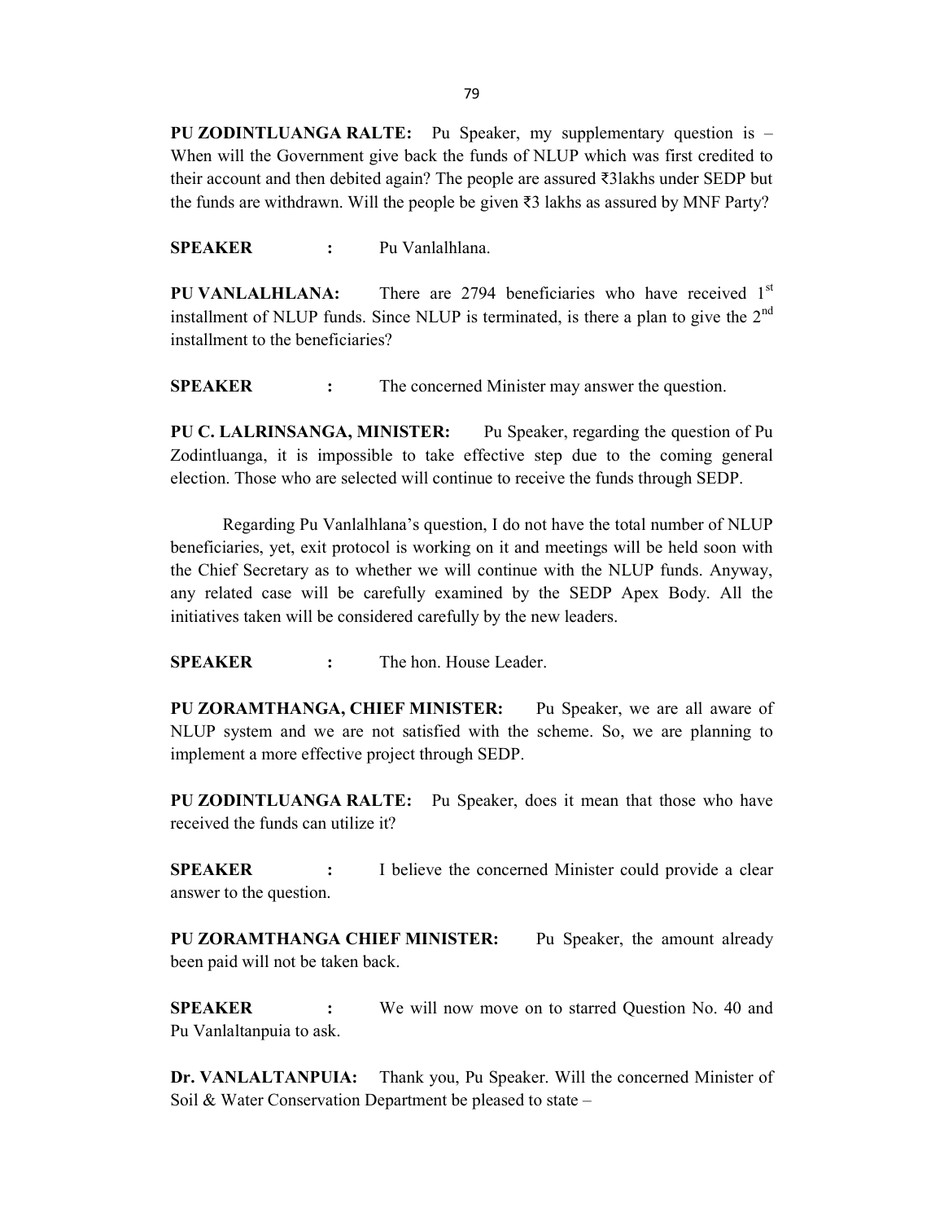**PU ZODINTLUANGA RALTE:** Pu Speaker, my supplementary question is – When will the Government give back the funds of NLUP which was first credited to their account and then debited again? The people are assured ₹3lakhs under SEDP but the funds are withdrawn. Will the people be given ₹3 lakhs as assured by MNF Party?

**SPEAKER :** Pu Vanlalhlana.

**PU VANLALHLANA:** There are 2794 beneficiaries who have received 1st installment of NLUP funds. Since NLUP is terminated, is there a plan to give the 2nd installment to the beneficiaries?

**SPEAKER :** The concerned Minister may answer the question.

**PU C. LALRINSANGA, MINISTER:** Pu Speaker, regarding the question of Pu Zodintluanga, it is impossible to take effective step due to the coming general election. Those who are selected will continue to receive the funds through SEDP.

Regarding Pu Vanlalhlana's question, I do not have the total number of NLUP beneficiaries, yet, exit protocol is working on it and meetings will be held soon with the Chief Secretary as to whether we will continue with the NLUP funds. Anyway, any related case will be carefully examined by the SEDP Apex Body. All the initiatives taken will be considered carefully by the new leaders.

**SPEAKER :** The hon. House Leader.

**PU ZORAMTHANGA, CHIEF MINISTER:** Pu Speaker, we are all aware of NLUP system and we are not satisfied with the scheme. So, we are planning to implement a more effective project through SEDP.

**PU ZODINTLUANGA RALTE:** Pu Speaker, does it mean that those who have received the funds can utilize it?

**SPEAKER :** I believe the concerned Minister could provide a clear answer to the question.

**PU ZORAMTHANGA CHIEF MINISTER:** Pu Speaker, the amount already been paid will not be taken back.

**SPEAKER :** We will now move on to starred Question No. 40 and Pu Vanlaltanpuia to ask.

**Dr. VANLALTANPUIA:** Thank you, Pu Speaker. Will the concerned Minister of Soil & Water Conservation Department be pleased to state –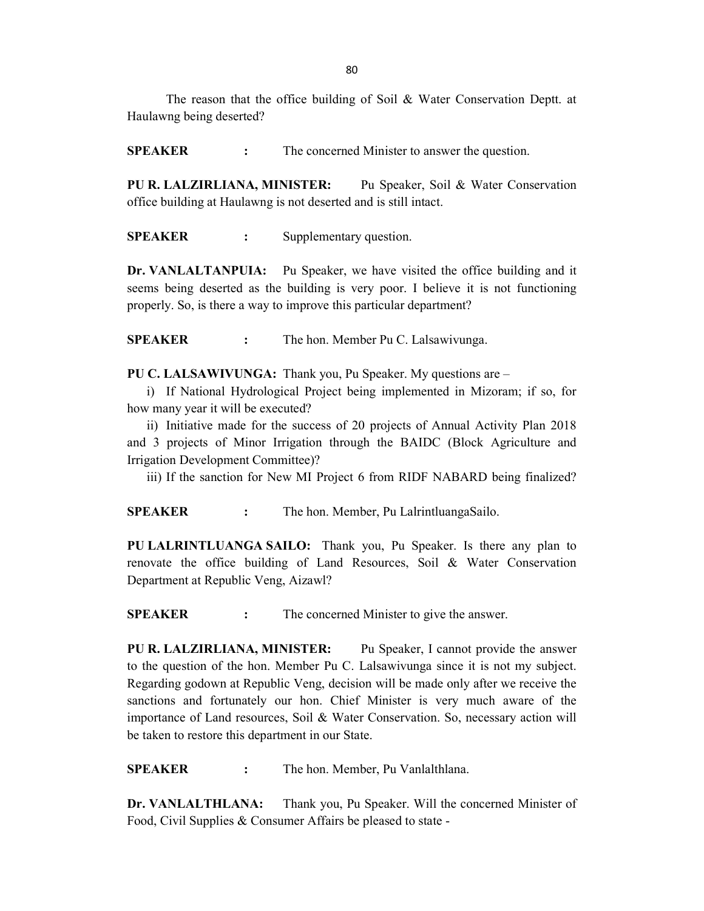The reason that the office building of Soil & Water Conservation Deptt. at Haulawng being deserted?

**SPEAKER** : The concerned Minister to answer the question.

**PU R. LALZIRLIANA, MINISTER:** Pu Speaker, Soil & Water Conservation office building at Haulawng is not deserted and is still intact.

**SPEAKER** : Supplementary question.

**Dr. VANLALTANPUIA:** Pu Speaker, we have visited the office building and it seems being deserted as the building is very poor. I believe it is not functioning properly. So, is there a way to improve this particular department?

**SPEAKER** : The hon. Member Pu C. Lalsawivunga.

**PU C. LALSAWIVUNGA:** Thank you, Pu Speaker. My questions are –

i) If National Hydrological Project being implemented in Mizoram; if so, for how many year it will be executed?

ii) Initiative made for the success of 20 projects of Annual Activity Plan 2018 and 3 projects of Minor Irrigation through the BAIDC (Block Agriculture and Irrigation Development Committee)?

iii) If the sanction for New MI Project 6 from RIDF NABARD being finalized?

**SPEAKER** : The hon. Member, Pu LalrintluangaSailo.

**PU LALRINTLUANGA SAILO:** Thank you, Pu Speaker. Is there any plan to renovate the office building of Land Resources, Soil & Water Conservation Department at Republic Veng, Aizawl?

**SPEAKER** : The concerned Minister to give the answer.

**PU R. LALZIRLIANA, MINISTER:** Pu Speaker, I cannot provide the answer to the question of the hon. Member Pu C. Lalsawivunga since it is not my subject. Regarding godown at Republic Veng, decision will be made only after we receive the sanctions and fortunately our hon. Chief Minister is very much aware of the importance of Land resources, Soil & Water Conservation. So, necessary action will be taken to restore this department in our State.

**SPEAKER** : The hon. Member, Pu Vanlalthlana.

**Dr. VANLALTHLANA:** Thank you, Pu Speaker. Will the concerned Minister of Food, Civil Supplies & Consumer Affairs be pleased to state -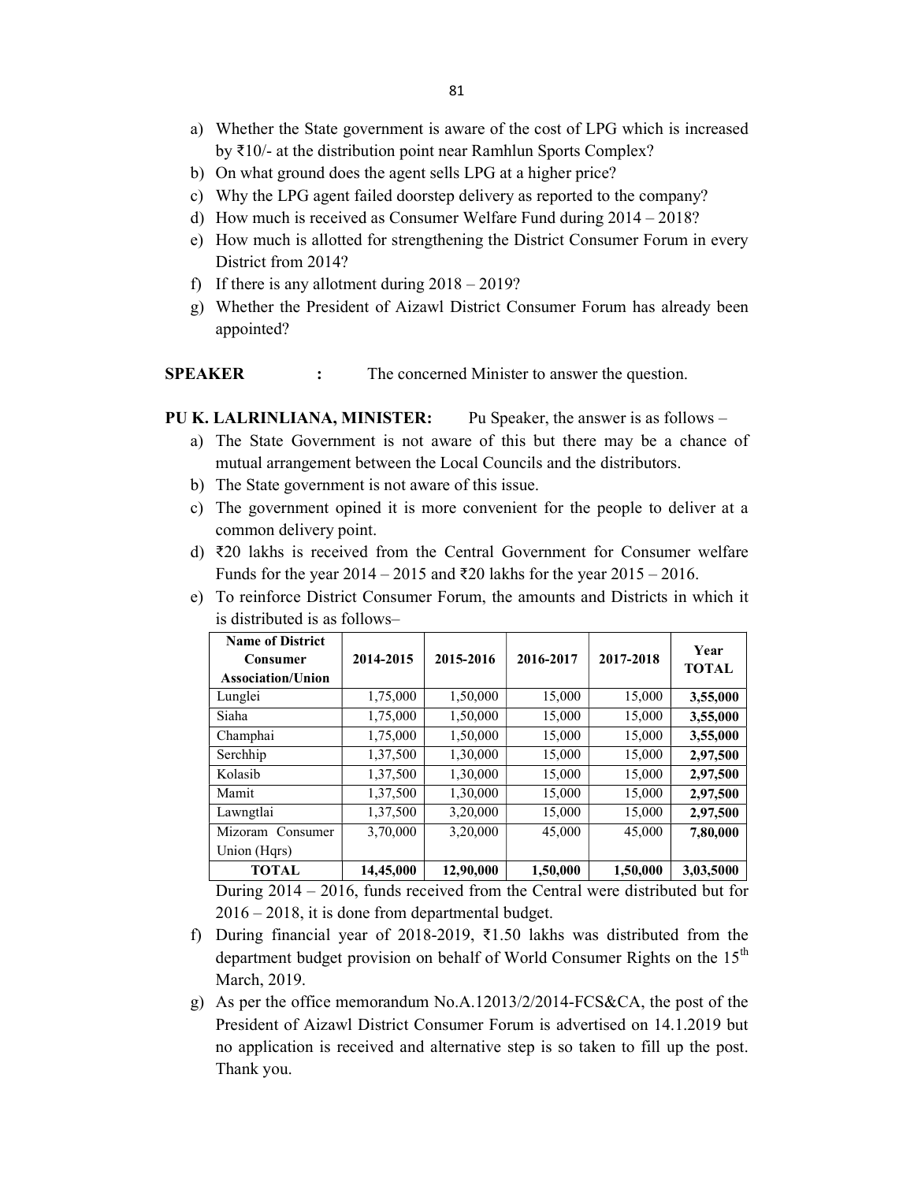a) Whether the State government is aware of the cost of LPG which is increased by ₹10/- at the distribution point near Ramhlun Sports Complex?
b) On what ground does the agent sells LPG at a higher price?
c) Why the LPG agent failed doorstep delivery as reported to the company?
d) How much is received as Consumer Welfare Fund during 2014 – 2018?
e) How much is allotted for strengthening the District Consumer Forum in every District from 2014?
f) If there is any allotment during 2018 – 2019?
g) Whether the President of Aizawl District Consumer Forum has already been appointed?

**SPEAKER :** The concerned Minister to answer the question.

**PU K. LALRINLIANA, MINISTER:** Pu Speaker, the answer is as follows –

a) The State Government is not aware of this but there may be a chance of mutual arrangement between the Local Councils and the distributors.
b) The State government is not aware of this issue.
c) The government opined it is more convenient for the people to deliver at a common delivery point.
d) ₹20 lakhs is received from the Central Government for Consumer welfare Funds for the year 2014 – 2015 and ₹20 lakhs for the year 2015 – 2016.
e) To reinforce District Consumer Forum, the amounts and Districts in which it is distributed is as follows–

| Name of District Consumer Association/Union | 2014-2015 | 2015-2016 | 2016-2017 | 2017-2018 | Year TOTAL |
|---|---|---|---|---|---|
| Lunglei | 1,75,000 | 1,50,000 | 15,000 | 15,000 | **3,55,000** |
| Siaha | 1,75,000 | 1,50,000 | 15,000 | 15,000 | **3,55,000** |
| Champhai | 1,75,000 | 1,50,000 | 15,000 | 15,000 | **3,55,000** |
| Serchhip | 1,37,500 | 1,30,000 | 15,000 | 15,000 | **2,97,500** |
| Kolasib | 1,37,500 | 1,30,000 | 15,000 | 15,000 | **2,97,500** |
| Mamit | 1,37,500 | 1,30,000 | 15,000 | 15,000 | **2,97,500** |
| Lawngtlai | 1,37,500 | 3,20,000 | 15,000 | 15,000 | **2,97,500** |
| Mizoram Consumer Union (Hqrs) | 3,70,000 | 3,20,000 | 45,000 | 45,000 | **7,80,000** |
| **TOTAL** | **14,45,000** | **12,90,000** | **1,50,000** | **1,50,000** | **3,03,5000** |

During 2014 – 2016, funds received from the Central were distributed but for 2016 – 2018, it is done from departmental budget.

f) During financial year of 2018-2019, ₹1.50 lakhs was distributed from the department budget provision on behalf of World Consumer Rights on the 15th March, 2019.
g) As per the office memorandum No.A.12013/2/2014-FCS&CA, the post of the President of Aizawl District Consumer Forum is advertised on 14.1.2019 but no application is received and alternative step is so taken to fill up the post. Thank you.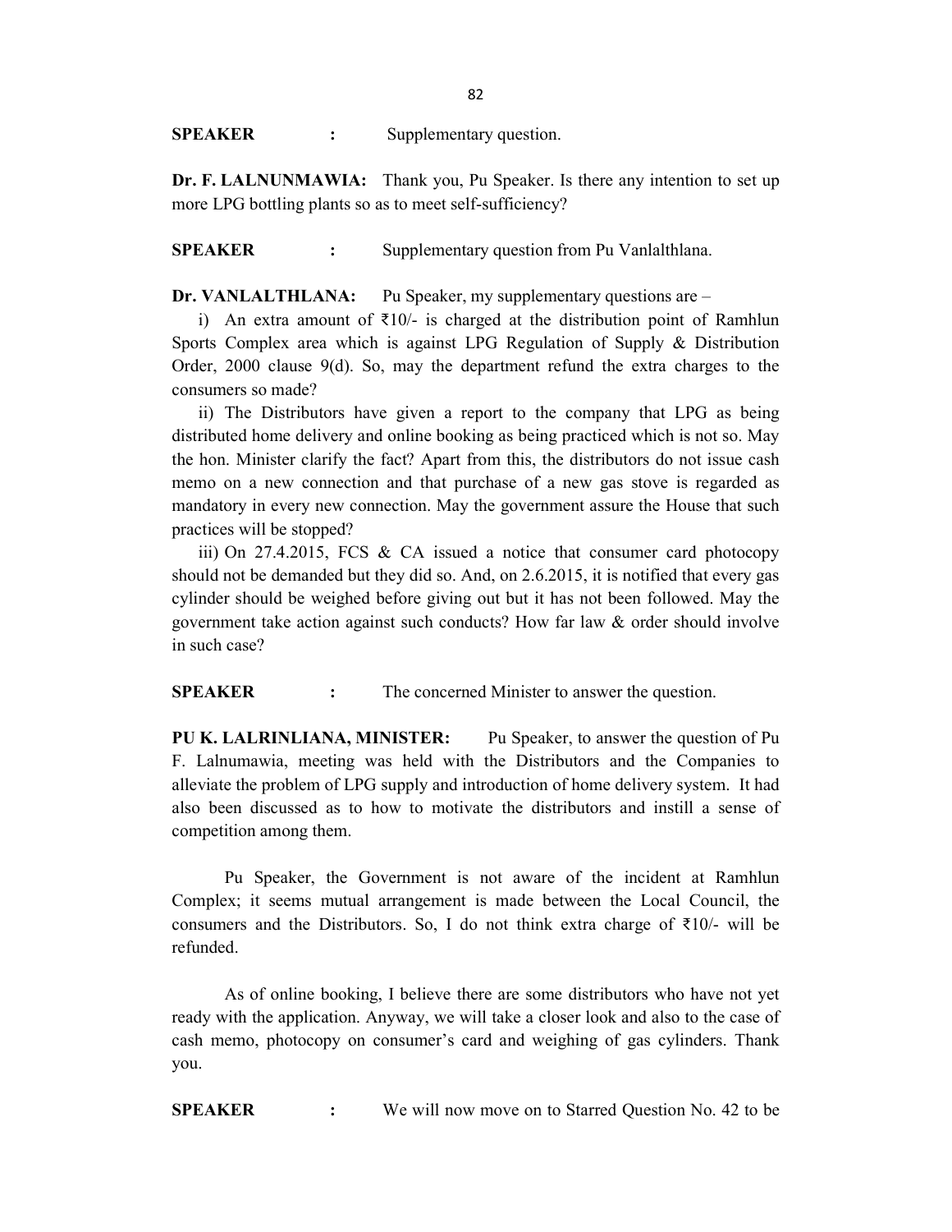**SPEAKER :** Supplementary question.

**Dr. F. LALNUNMAWIA:** Thank you, Pu Speaker. Is there any intention to set up more LPG bottling plants so as to meet self-sufficiency?

**SPEAKER :** Supplementary question from Pu Vanlalthlana.

**Dr. VANLALTHLANA:** Pu Speaker, my supplementary questions are –

i) An extra amount of ₹10/- is charged at the distribution point of Ramhlun Sports Complex area which is against LPG Regulation of Supply & Distribution Order, 2000 clause 9(d). So, may the department refund the extra charges to the consumers so made?

ii) The Distributors have given a report to the company that LPG as being distributed home delivery and online booking as being practiced which is not so. May the hon. Minister clarify the fact? Apart from this, the distributors do not issue cash memo on a new connection and that purchase of a new gas stove is regarded as mandatory in every new connection. May the government assure the House that such practices will be stopped?

iii) On 27.4.2015, FCS & CA issued a notice that consumer card photocopy should not be demanded but they did so. And, on 2.6.2015, it is notified that every gas cylinder should be weighed before giving out but it has not been followed. May the government take action against such conducts? How far law & order should involve in such case?

**SPEAKER :** The concerned Minister to answer the question.

**PU K. LALRINLIANA, MINISTER:** Pu Speaker, to answer the question of Pu F. Lalnumawia, meeting was held with the Distributors and the Companies to alleviate the problem of LPG supply and introduction of home delivery system. It had also been discussed as to how to motivate the distributors and instill a sense of competition among them.

Pu Speaker, the Government is not aware of the incident at Ramhlun Complex; it seems mutual arrangement is made between the Local Council, the consumers and the Distributors. So, I do not think extra charge of ₹10/- will be refunded.

As of online booking, I believe there are some distributors who have not yet ready with the application. Anyway, we will take a closer look and also to the case of cash memo, photocopy on consumer's card and weighing of gas cylinders. Thank you.

**SPEAKER :** We will now move on to Starred Question No. 42 to be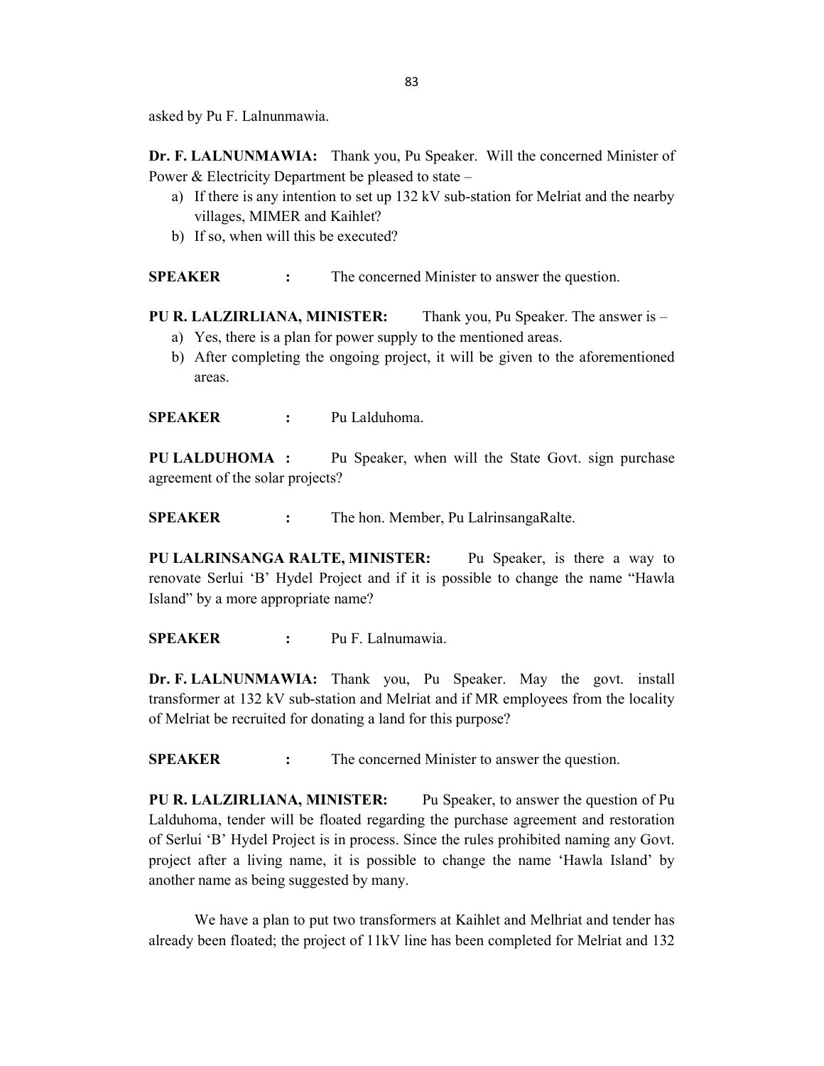asked by Pu F. Lalnunmawia.

**Dr. F. LALNUNMAWIA:** Thank you, Pu Speaker. Will the concerned Minister of Power & Electricity Department be pleased to state –

a) If there is any intention to set up 132 kV sub-station for Melriat and the nearby villages, MIMER and Kaihlet?
b) If so, when will this be executed?

**SPEAKER :** The concerned Minister to answer the question.

**PU R. LALZIRLIANA, MINISTER:** Thank you, Pu Speaker. The answer is –

a) Yes, there is a plan for power supply to the mentioned areas.
b) After completing the ongoing project, it will be given to the aforementioned areas.

**SPEAKER :** Pu Lalduhoma.

**PU LALDUHOMA :** Pu Speaker, when will the State Govt. sign purchase agreement of the solar projects?

**SPEAKER :** The hon. Member, Pu LalrinsangaRalte.

**PU LALRINSANGA RALTE, MINISTER:** Pu Speaker, is there a way to renovate Serlui 'B' Hydel Project and if it is possible to change the name "Hawla Island" by a more appropriate name?

**SPEAKER :** Pu F. Lalnumawia.

**Dr. F. LALNUNMAWIA:** Thank you, Pu Speaker. May the govt. install transformer at 132 kV sub-station and Melriat and if MR employees from the locality of Melriat be recruited for donating a land for this purpose?

**SPEAKER :** The concerned Minister to answer the question.

**PU R. LALZIRLIANA, MINISTER:** Pu Speaker, to answer the question of Pu Lalduhoma, tender will be floated regarding the purchase agreement and restoration of Serlui 'B' Hydel Project is in process. Since the rules prohibited naming any Govt. project after a living name, it is possible to change the name 'Hawla Island' by another name as being suggested by many.

We have a plan to put two transformers at Kaihlet and Melhriat and tender has already been floated; the project of 11kV line has been completed for Melriat and 132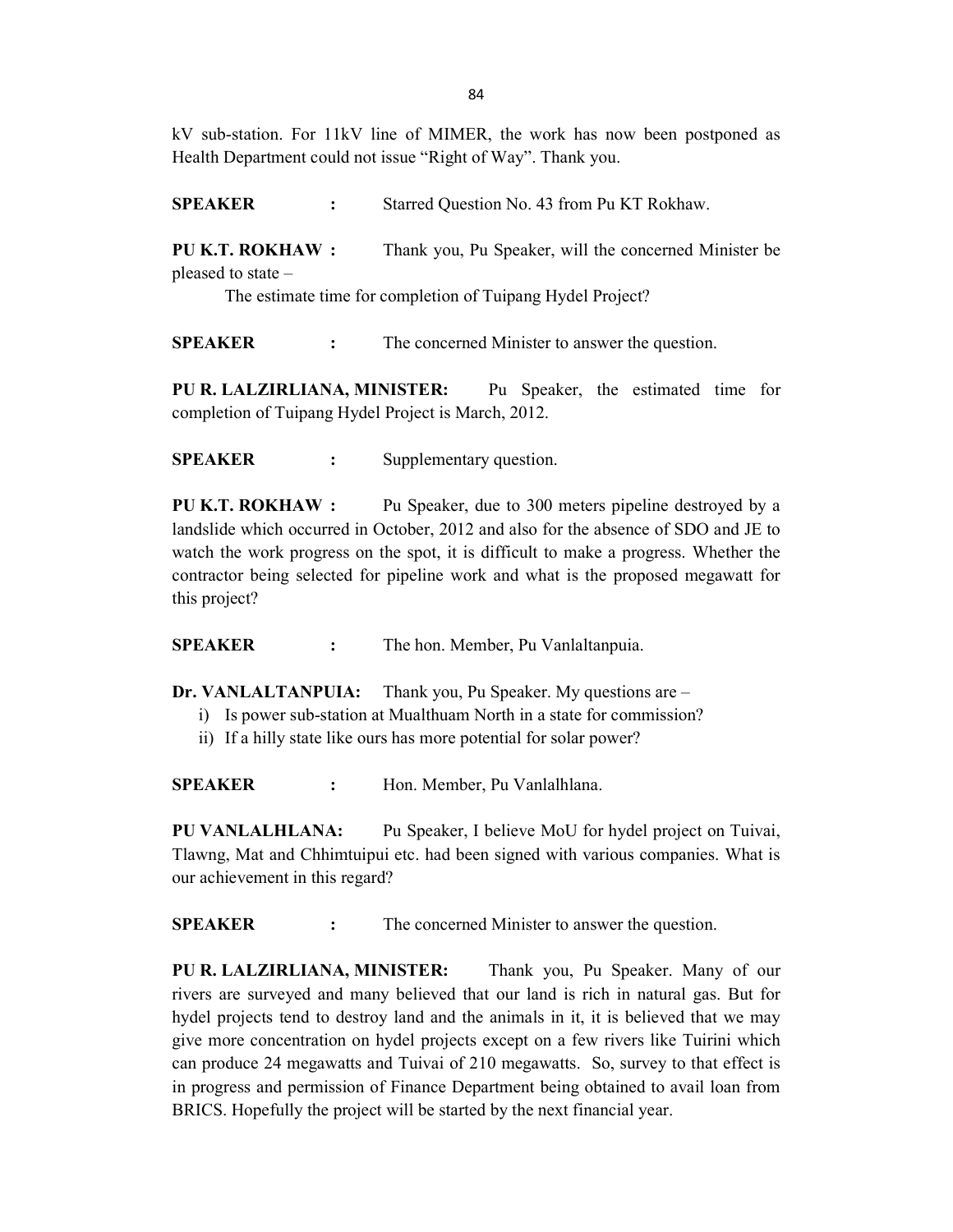kV sub-station. For 11kV line of MIMER, the work has now been postponed as Health Department could not issue "Right of Way". Thank you.

**SPEAKER** : Starred Question No. 43 from Pu KT Rokhaw.

**PU K.T. ROKHAW :** Thank you, Pu Speaker, will the concerned Minister be pleased to state –

The estimate time for completion of Tuipang Hydel Project?

**SPEAKER** : The concerned Minister to answer the question.

**PU R. LALZIRLIANA, MINISTER:** Pu Speaker, the estimated time for completion of Tuipang Hydel Project is March, 2012.

**SPEAKER** : Supplementary question.

**PU K.T. ROKHAW :** Pu Speaker, due to 300 meters pipeline destroyed by a landslide which occurred in October, 2012 and also for the absence of SDO and JE to watch the work progress on the spot, it is difficult to make a progress. Whether the contractor being selected for pipeline work and what is the proposed megawatt for this project?

**SPEAKER** : The hon. Member, Pu Vanlaltanpuia.

**Dr. VANLALTANPUIA:** Thank you, Pu Speaker. My questions are –

i) Is power sub-station at Mualthuam North in a state for commission?
ii) If a hilly state like ours has more potential for solar power?

**SPEAKER** : Hon. Member, Pu Vanlalhlana.

**PU VANLALHLANA:** Pu Speaker, I believe MoU for hydel project on Tuivai, Tlawng, Mat and Chhimtuipui etc. had been signed with various companies. What is our achievement in this regard?

**SPEAKER** : The concerned Minister to answer the question.

**PU R. LALZIRLIANA, MINISTER:** Thank you, Pu Speaker. Many of our rivers are surveyed and many believed that our land is rich in natural gas. But for hydel projects tend to destroy land and the animals in it, it is believed that we may give more concentration on hydel projects except on a few rivers like Tuirini which can produce 24 megawatts and Tuivai of 210 megawatts. So, survey to that effect is in progress and permission of Finance Department being obtained to avail loan from BRICS. Hopefully the project will be started by the next financial year.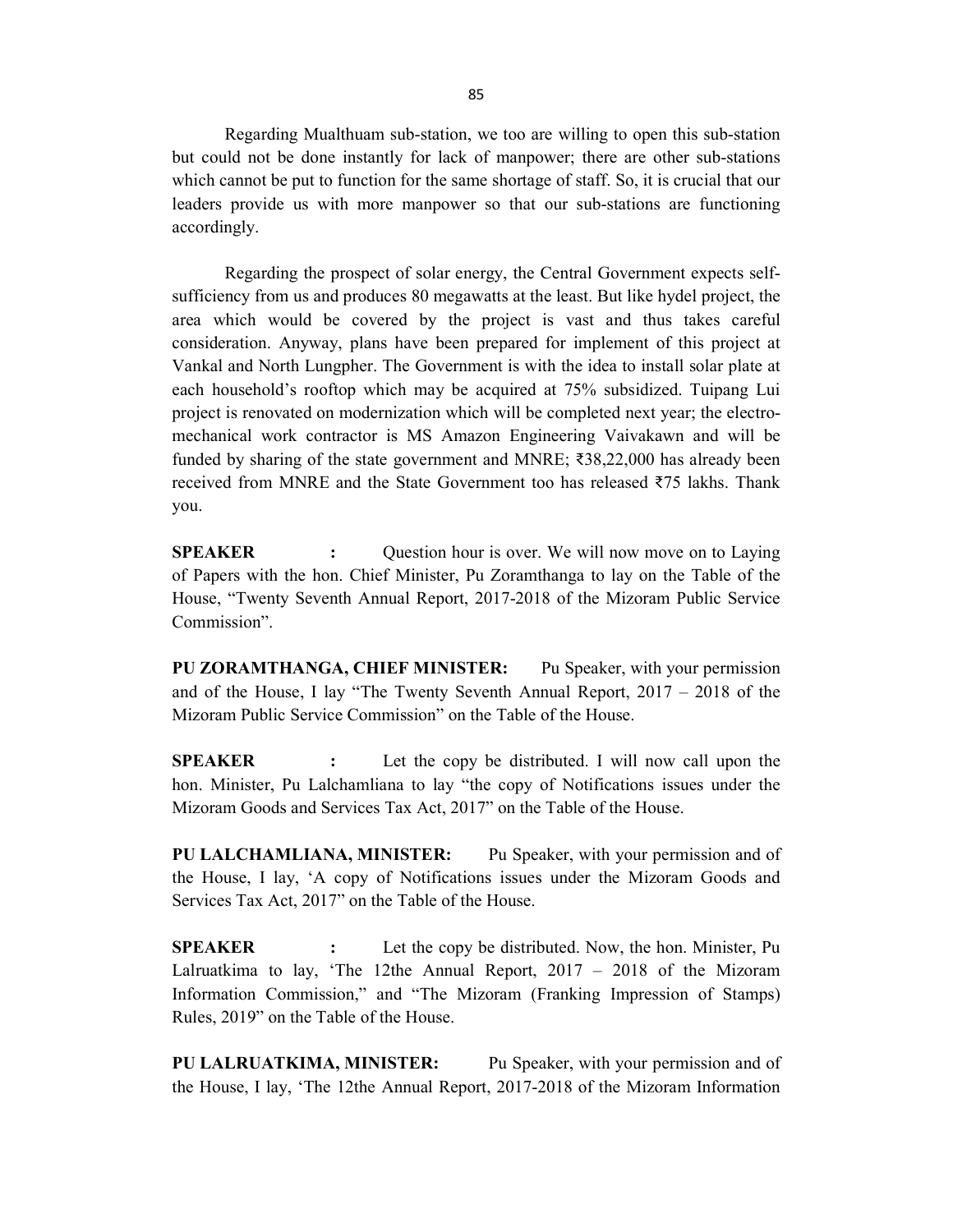Regarding Mualthuam sub-station, we too are willing to open this sub-station but could not be done instantly for lack of manpower; there are other sub-stations which cannot be put to function for the same shortage of staff. So, it is crucial that our leaders provide us with more manpower so that our sub-stations are functioning accordingly.

Regarding the prospect of solar energy, the Central Government expects self-sufficiency from us and produces 80 megawatts at the least. But like hydel project, the area which would be covered by the project is vast and thus takes careful consideration. Anyway, plans have been prepared for implement of this project at Vankal and North Lungpher. The Government is with the idea to install solar plate at each household's rooftop which may be acquired at 75% subsidized. Tuipang Lui project is renovated on modernization which will be completed next year; the electro-mechanical work contractor is MS Amazon Engineering Vaivakawn and will be funded by sharing of the state government and MNRE; ₹38,22,000 has already been received from MNRE and the State Government too has released ₹75 lakhs. Thank you.

**SPEAKER :** Question hour is over. We will now move on to Laying of Papers with the hon. Chief Minister, Pu Zoramthanga to lay on the Table of the House, "Twenty Seventh Annual Report, 2017-2018 of the Mizoram Public Service Commission".

**PU ZORAMTHANGA, CHIEF MINISTER:** Pu Speaker, with your permission and of the House, I lay "The Twenty Seventh Annual Report, 2017 – 2018 of the Mizoram Public Service Commission" on the Table of the House.

**SPEAKER :** Let the copy be distributed. I will now call upon the hon. Minister, Pu Lalchamliana to lay "the copy of Notifications issues under the Mizoram Goods and Services Tax Act, 2017" on the Table of the House.

**PU LALCHAMLIANA, MINISTER:** Pu Speaker, with your permission and of the House, I lay, 'A copy of Notifications issues under the Mizoram Goods and Services Tax Act, 2017" on the Table of the House.

**SPEAKER :** Let the copy be distributed. Now, the hon. Minister, Pu Lalruatkima to lay, 'The 12the Annual Report, 2017 – 2018 of the Mizoram Information Commission," and "The Mizoram (Franking Impression of Stamps) Rules, 2019" on the Table of the House.

**PU LALRUATKIMA, MINISTER:** Pu Speaker, with your permission and of the House, I lay, 'The 12the Annual Report, 2017-2018 of the Mizoram Information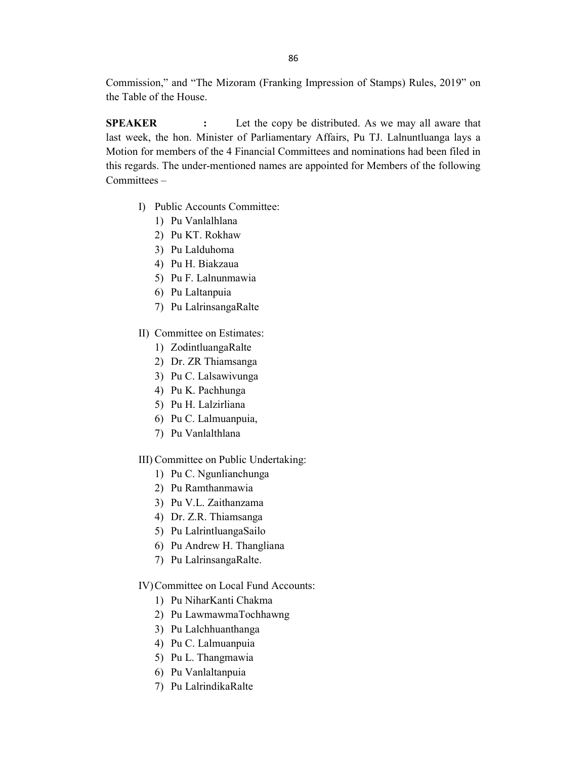Commission," and "The Mizoram (Franking Impression of Stamps) Rules, 2019" on the Table of the House.

**SPEAKER :** Let the copy be distributed. As we may all aware that last week, the hon. Minister of Parliamentary Affairs, Pu TJ. Lalnuntluanga lays a Motion for members of the 4 Financial Committees and nominations had been filed in this regards. The under-mentioned names are appointed for Members of the following Committees –

I) Public Accounts Committee:
1) Pu Vanlalhlana
2) Pu KT. Rokhaw
3) Pu Lalduhoma
4) Pu H. Biakzaua
5) Pu F. Lalnunmawia
6) Pu Laltanpuia
7) Pu LalrinsangaRalte

II) Committee on Estimates:
1) ZodintluangaRalte
2) Dr. ZR Thiamsanga
3) Pu C. Lalsawivunga
4) Pu K. Pachhunga
5) Pu H. Lalzirliana
6) Pu C. Lalmuanpuia,
7) Pu Vanlalthlana

III) Committee on Public Undertaking:
1) Pu C. Ngunlianchunga
2) Pu Ramthanmawia
3) Pu V.L. Zaithanzama
4) Dr. Z.R. Thiamsanga
5) Pu LalrintluangaSailo
6) Pu Andrew H. Thangliana
7) Pu LalrinsangaRalte.

IV) Committee on Local Fund Accounts:
1) Pu NiharKanti Chakma
2) Pu LawmawmaTochhawng
3) Pu Lalchhuanthanga
4) Pu C. Lalmuanpuia
5) Pu L. Thangmawia
6) Pu Vanlaltanpuia
7) Pu LalrindikaRalte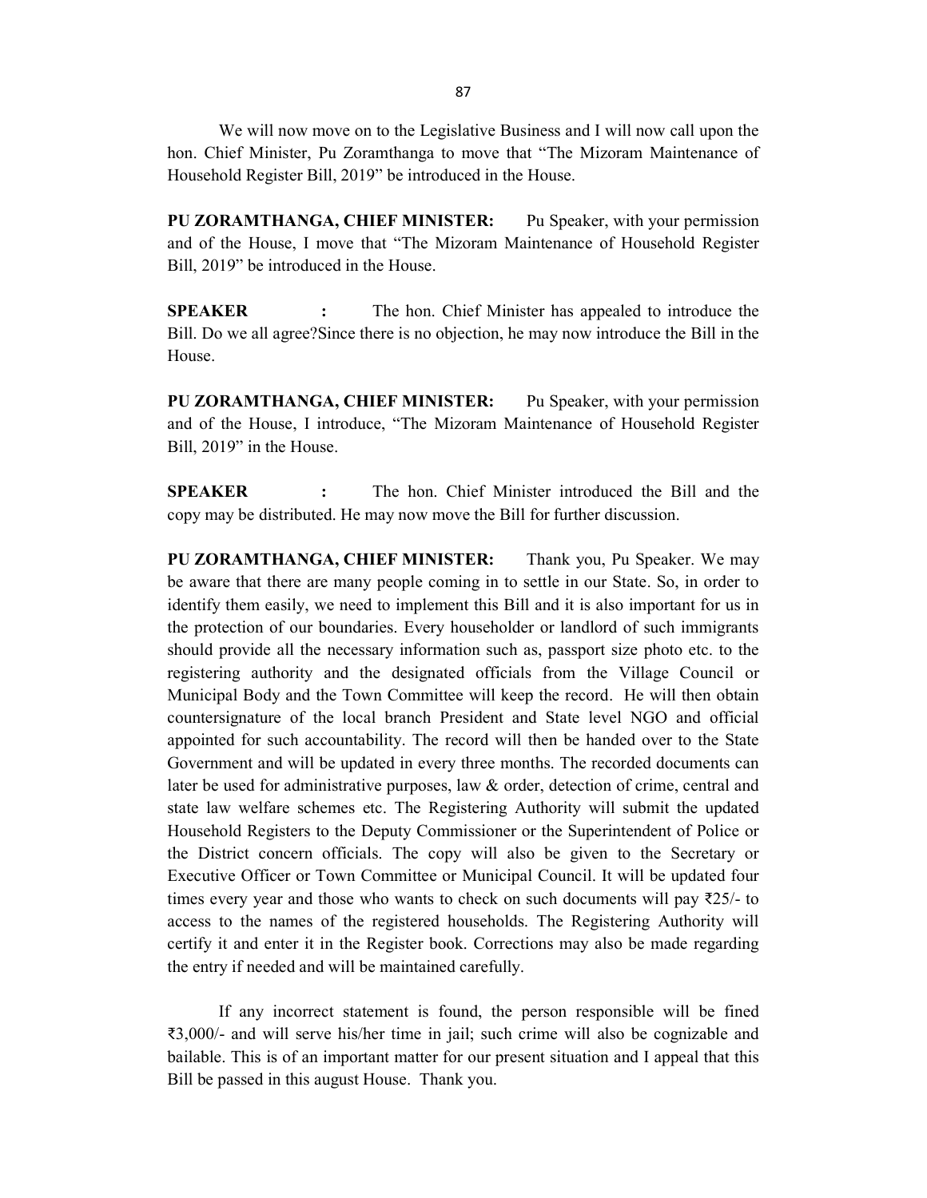We will now move on to the Legislative Business and I will now call upon the hon. Chief Minister, Pu Zoramthanga to move that "The Mizoram Maintenance of Household Register Bill, 2019" be introduced in the House.

**PU ZORAMTHANGA, CHIEF MINISTER:** Pu Speaker, with your permission and of the House, I move that "The Mizoram Maintenance of Household Register Bill, 2019" be introduced in the House.

**SPEAKER :** The hon. Chief Minister has appealed to introduce the Bill. Do we all agree?Since there is no objection, he may now introduce the Bill in the House.

**PU ZORAMTHANGA, CHIEF MINISTER:** Pu Speaker, with your permission and of the House, I introduce, "The Mizoram Maintenance of Household Register Bill, 2019" in the House.

**SPEAKER :** The hon. Chief Minister introduced the Bill and the copy may be distributed. He may now move the Bill for further discussion.

**PU ZORAMTHANGA, CHIEF MINISTER:** Thank you, Pu Speaker. We may be aware that there are many people coming in to settle in our State. So, in order to identify them easily, we need to implement this Bill and it is also important for us in the protection of our boundaries. Every householder or landlord of such immigrants should provide all the necessary information such as, passport size photo etc. to the registering authority and the designated officials from the Village Council or Municipal Body and the Town Committee will keep the record. He will then obtain countersignature of the local branch President and State level NGO and official appointed for such accountability. The record will then be handed over to the State Government and will be updated in every three months. The recorded documents can later be used for administrative purposes, law & order, detection of crime, central and state law welfare schemes etc. The Registering Authority will submit the updated Household Registers to the Deputy Commissioner or the Superintendent of Police or the District concern officials. The copy will also be given to the Secretary or Executive Officer or Town Committee or Municipal Council. It will be updated four times every year and those who wants to check on such documents will pay ₹25/- to access to the names of the registered households. The Registering Authority will certify it and enter it in the Register book. Corrections may also be made regarding the entry if needed and will be maintained carefully.

If any incorrect statement is found, the person responsible will be fined ₹3,000/- and will serve his/her time in jail; such crime will also be cognizable and bailable. This is of an important matter for our present situation and I appeal that this Bill be passed in this august House. Thank you.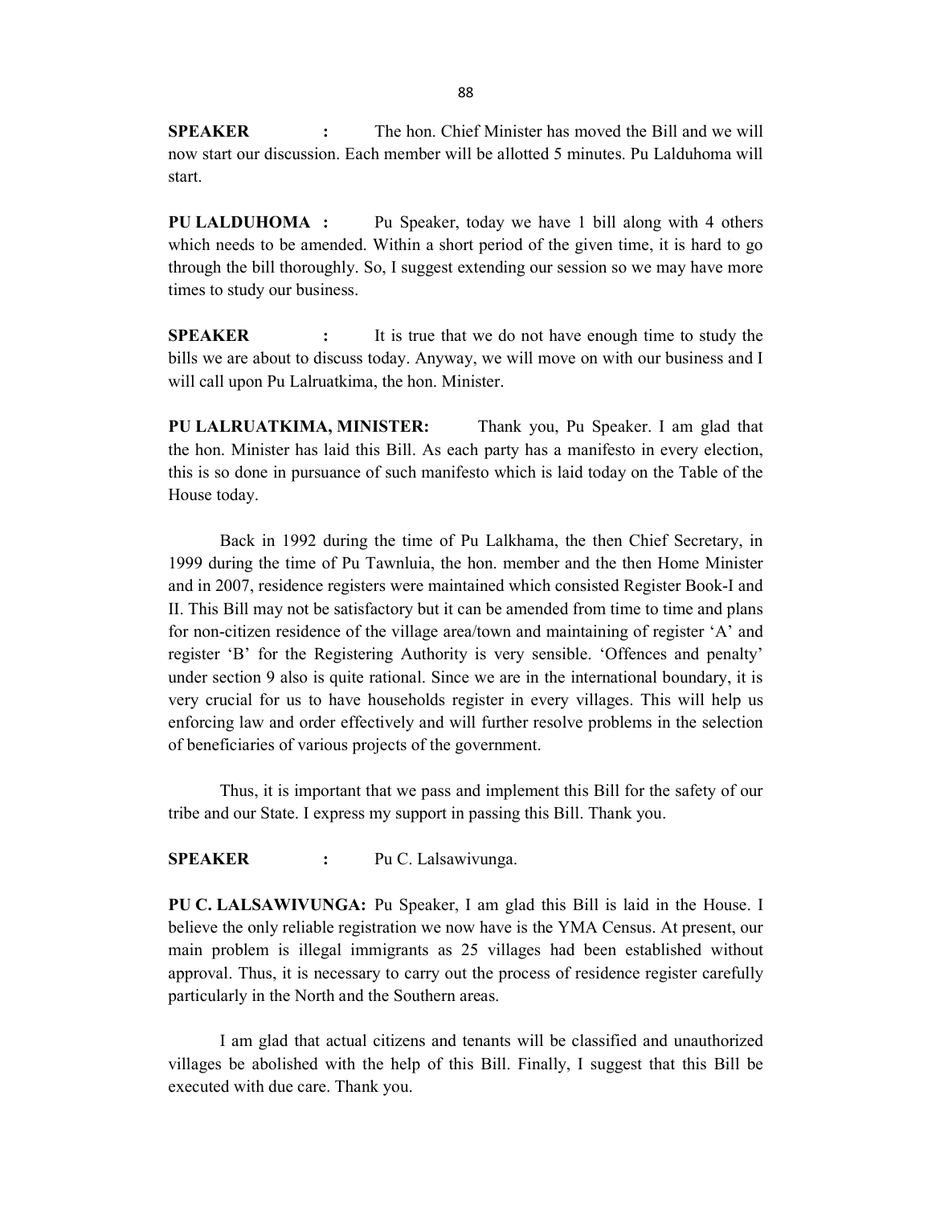**SPEAKER :** The hon. Chief Minister has moved the Bill and we will now start our discussion. Each member will be allotted 5 minutes. Pu Lalduhoma will start.

**PU LALDUHOMA :** Pu Speaker, today we have 1 bill along with 4 others which needs to be amended. Within a short period of the given time, it is hard to go through the bill thoroughly. So, I suggest extending our session so we may have more times to study our business.

**SPEAKER :** It is true that we do not have enough time to study the bills we are about to discuss today. Anyway, we will move on with our business and I will call upon Pu Lalruatkima, the hon. Minister.

**PU LALRUATKIMA, MINISTER:** Thank you, Pu Speaker. I am glad that the hon. Minister has laid this Bill. As each party has a manifesto in every election, this is so done in pursuance of such manifesto which is laid today on the Table of the House today.

Back in 1992 during the time of Pu Lalkhama, the then Chief Secretary, in 1999 during the time of Pu Tawnluia, the hon. member and the then Home Minister and in 2007, residence registers were maintained which consisted Register Book-I and II. This Bill may not be satisfactory but it can be amended from time to time and plans for non-citizen residence of the village area/town and maintaining of register 'A' and register 'B' for the Registering Authority is very sensible. 'Offences and penalty' under section 9 also is quite rational. Since we are in the international boundary, it is very crucial for us to have households register in every villages. This will help us enforcing law and order effectively and will further resolve problems in the selection of beneficiaries of various projects of the government.

Thus, it is important that we pass and implement this Bill for the safety of our tribe and our State. I express my support in passing this Bill. Thank you.

**SPEAKER :** Pu C. Lalsawivunga.

**PU C. LALSAWIVUNGA:** Pu Speaker, I am glad this Bill is laid in the House. I believe the only reliable registration we now have is the YMA Census. At present, our main problem is illegal immigrants as 25 villages had been established without approval. Thus, it is necessary to carry out the process of residence register carefully particularly in the North and the Southern areas.

I am glad that actual citizens and tenants will be classified and unauthorized villages be abolished with the help of this Bill. Finally, I suggest that this Bill be executed with due care. Thank you.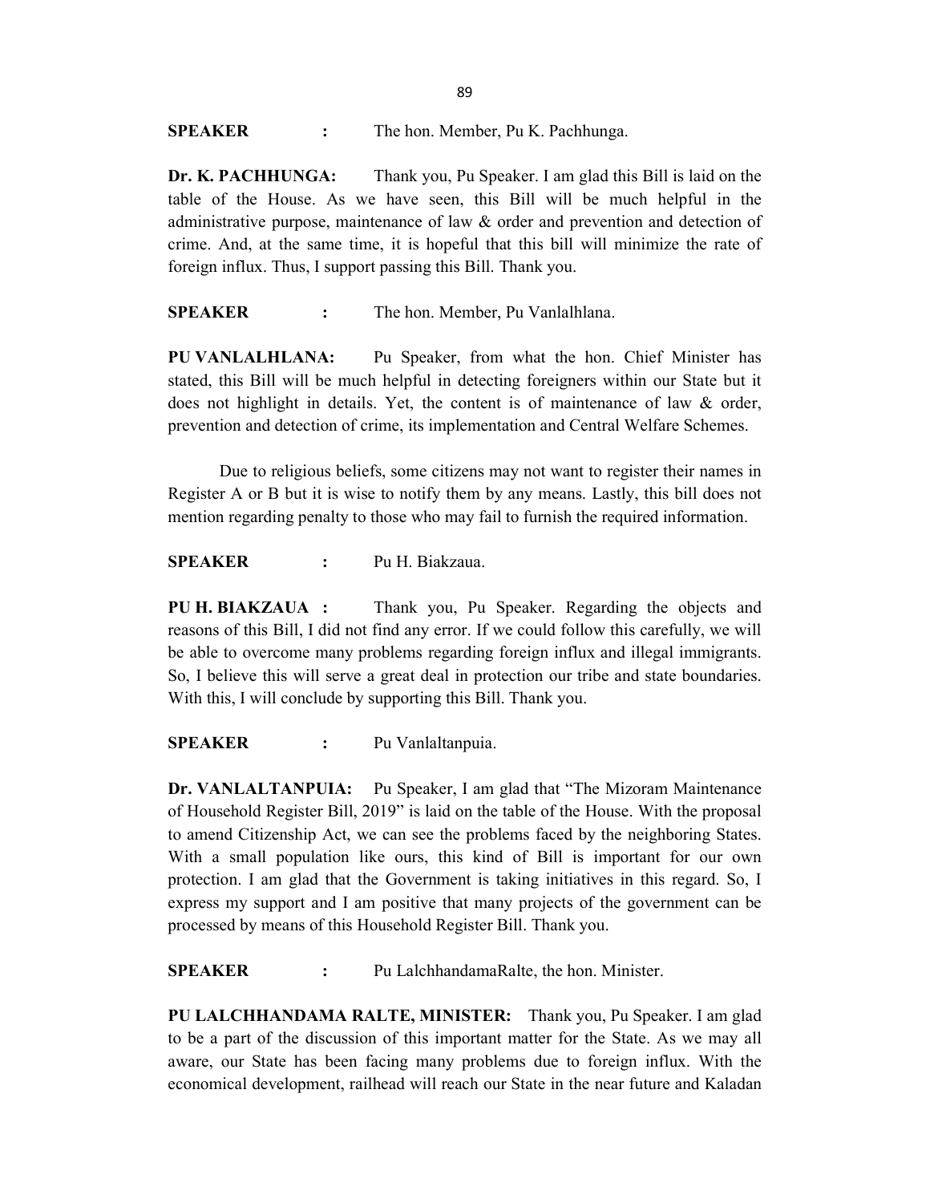**SPEAKER : ** The hon. Member, Pu K. Pachhunga.

**Dr. K. PACHHUNGA:** Thank you, Pu Speaker. I am glad this Bill is laid on the table of the House. As we have seen, this Bill will be much helpful in the administrative purpose, maintenance of law & order and prevention and detection of crime. And, at the same time, it is hopeful that this bill will minimize the rate of foreign influx. Thus, I support passing this Bill. Thank you.

**SPEAKER : ** The hon. Member, Pu Vanlalhlana.

**PU VANLALHLANA:** Pu Speaker, from what the hon. Chief Minister has stated, this Bill will be much helpful in detecting foreigners within our State but it does not highlight in details. Yet, the content is of maintenance of law & order, prevention and detection of crime, its implementation and Central Welfare Schemes.

Due to religious beliefs, some citizens may not want to register their names in Register A or B but it is wise to notify them by any means. Lastly, this bill does not mention regarding penalty to those who may fail to furnish the required information.

**SPEAKER : ** Pu H. Biakzaua.

**PU H. BIAKZAUA :** Thank you, Pu Speaker. Regarding the objects and reasons of this Bill, I did not find any error. If we could follow this carefully, we will be able to overcome many problems regarding foreign influx and illegal immigrants. So, I believe this will serve a great deal in protection our tribe and state boundaries. With this, I will conclude by supporting this Bill. Thank you.

**SPEAKER : ** Pu Vanlaltanpuia.

**Dr. VANLALTANPUIA:** Pu Speaker, I am glad that "The Mizoram Maintenance of Household Register Bill, 2019" is laid on the table of the House. With the proposal to amend Citizenship Act, we can see the problems faced by the neighboring States. With a small population like ours, this kind of Bill is important for our own protection. I am glad that the Government is taking initiatives in this regard. So, I express my support and I am positive that many projects of the government can be processed by means of this Household Register Bill. Thank you.

**SPEAKER : ** Pu LalchhandamaRalte, the hon. Minister.

**PU LALCHHANDAMA RALTE, MINISTER:** Thank you, Pu Speaker. I am glad to be a part of the discussion of this important matter for the State. As we may all aware, our State has been facing many problems due to foreign influx. With the economical development, railhead will reach our State in the near future and Kaladan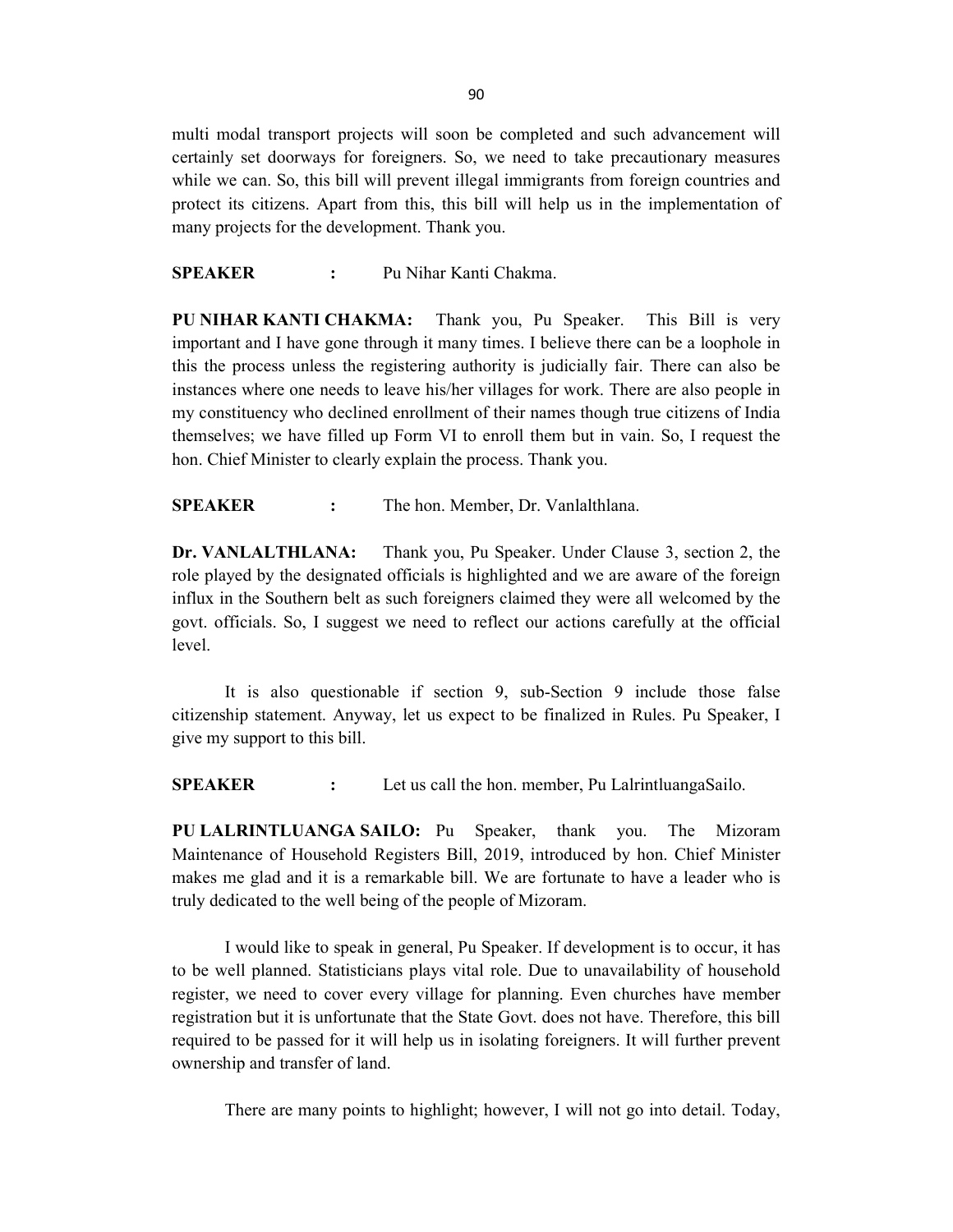multi modal transport projects will soon be completed and such advancement will certainly set doorways for foreigners. So, we need to take precautionary measures while we can. So, this bill will prevent illegal immigrants from foreign countries and protect its citizens. Apart from this, this bill will help us in the implementation of many projects for the development. Thank you.

**SPEAKER :** Pu Nihar Kanti Chakma.

**PU NIHAR KANTI CHAKMA:** Thank you, Pu Speaker. This Bill is very important and I have gone through it many times. I believe there can be a loophole in this the process unless the registering authority is judicially fair. There can also be instances where one needs to leave his/her villages for work. There are also people in my constituency who declined enrollment of their names though true citizens of India themselves; we have filled up Form VI to enroll them but in vain. So, I request the hon. Chief Minister to clearly explain the process. Thank you.

**SPEAKER :** The hon. Member, Dr. Vanlalthlana.

**Dr. VANLALTHLANA:** Thank you, Pu Speaker. Under Clause 3, section 2, the role played by the designated officials is highlighted and we are aware of the foreign influx in the Southern belt as such foreigners claimed they were all welcomed by the govt. officials. So, I suggest we need to reflect our actions carefully at the official level.

It is also questionable if section 9, sub-Section 9 include those false citizenship statement. Anyway, let us expect to be finalized in Rules. Pu Speaker, I give my support to this bill.

**SPEAKER :** Let us call the hon. member, Pu LalrintluangaSailo.

**PU LALRINTLUANGA SAILO:** Pu Speaker, thank you. The Mizoram Maintenance of Household Registers Bill, 2019, introduced by hon. Chief Minister makes me glad and it is a remarkable bill. We are fortunate to have a leader who is truly dedicated to the well being of the people of Mizoram.

I would like to speak in general, Pu Speaker. If development is to occur, it has to be well planned. Statisticians plays vital role. Due to unavailability of household register, we need to cover every village for planning. Even churches have member registration but it is unfortunate that the State Govt. does not have. Therefore, this bill required to be passed for it will help us in isolating foreigners. It will further prevent ownership and transfer of land.

There are many points to highlight; however, I will not go into detail. Today,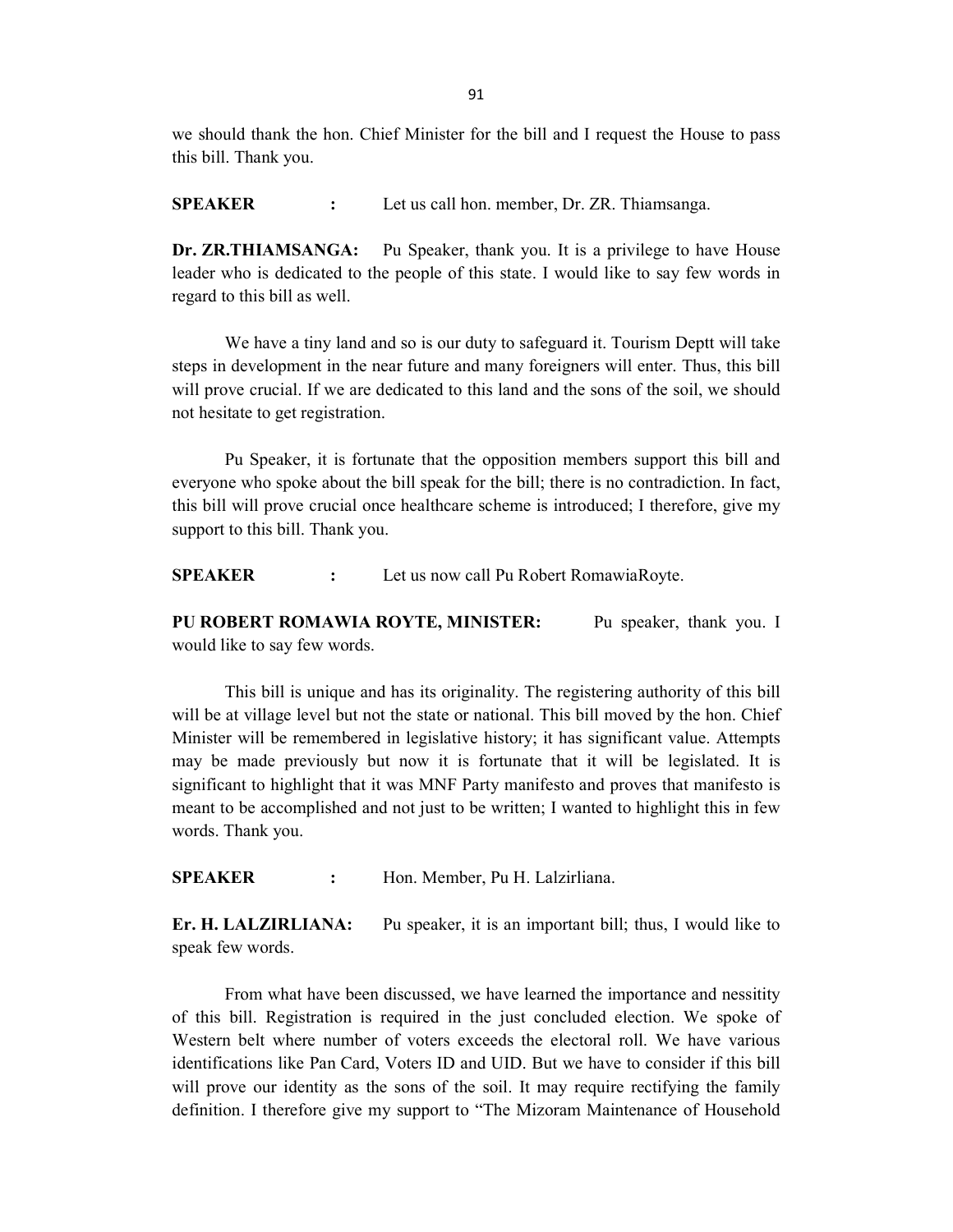we should thank the hon. Chief Minister for the bill and I request the House to pass this bill. Thank you.

**SPEAKER :** Let us call hon. member, Dr. ZR. Thiamsanga.

**Dr. ZR.THIAMSANGA:** Pu Speaker, thank you. It is a privilege to have House leader who is dedicated to the people of this state. I would like to say few words in regard to this bill as well.

We have a tiny land and so is our duty to safeguard it. Tourism Deptt will take steps in development in the near future and many foreigners will enter. Thus, this bill will prove crucial. If we are dedicated to this land and the sons of the soil, we should not hesitate to get registration.

Pu Speaker, it is fortunate that the opposition members support this bill and everyone who spoke about the bill speak for the bill; there is no contradiction. In fact, this bill will prove crucial once healthcare scheme is introduced; I therefore, give my support to this bill. Thank you.

**SPEAKER :** Let us now call Pu Robert RomawiaRoyte.

**PU ROBERT ROMAWIA ROYTE, MINISTER:** Pu speaker, thank you. I would like to say few words.

This bill is unique and has its originality. The registering authority of this bill will be at village level but not the state or national. This bill moved by the hon. Chief Minister will be remembered in legislative history; it has significant value. Attempts may be made previously but now it is fortunate that it will be legislated. It is significant to highlight that it was MNF Party manifesto and proves that manifesto is meant to be accomplished and not just to be written; I wanted to highlight this in few words. Thank you.

**SPEAKER :** Hon. Member, Pu H. Lalzirliana.

**Er. H. LALZIRLIANA:** Pu speaker, it is an important bill; thus, I would like to speak few words.

From what have been discussed, we have learned the importance and nessitity of this bill. Registration is required in the just concluded election. We spoke of Western belt where number of voters exceeds the electoral roll. We have various identifications like Pan Card, Voters ID and UID. But we have to consider if this bill will prove our identity as the sons of the soil. It may require rectifying the family definition. I therefore give my support to "The Mizoram Maintenance of Household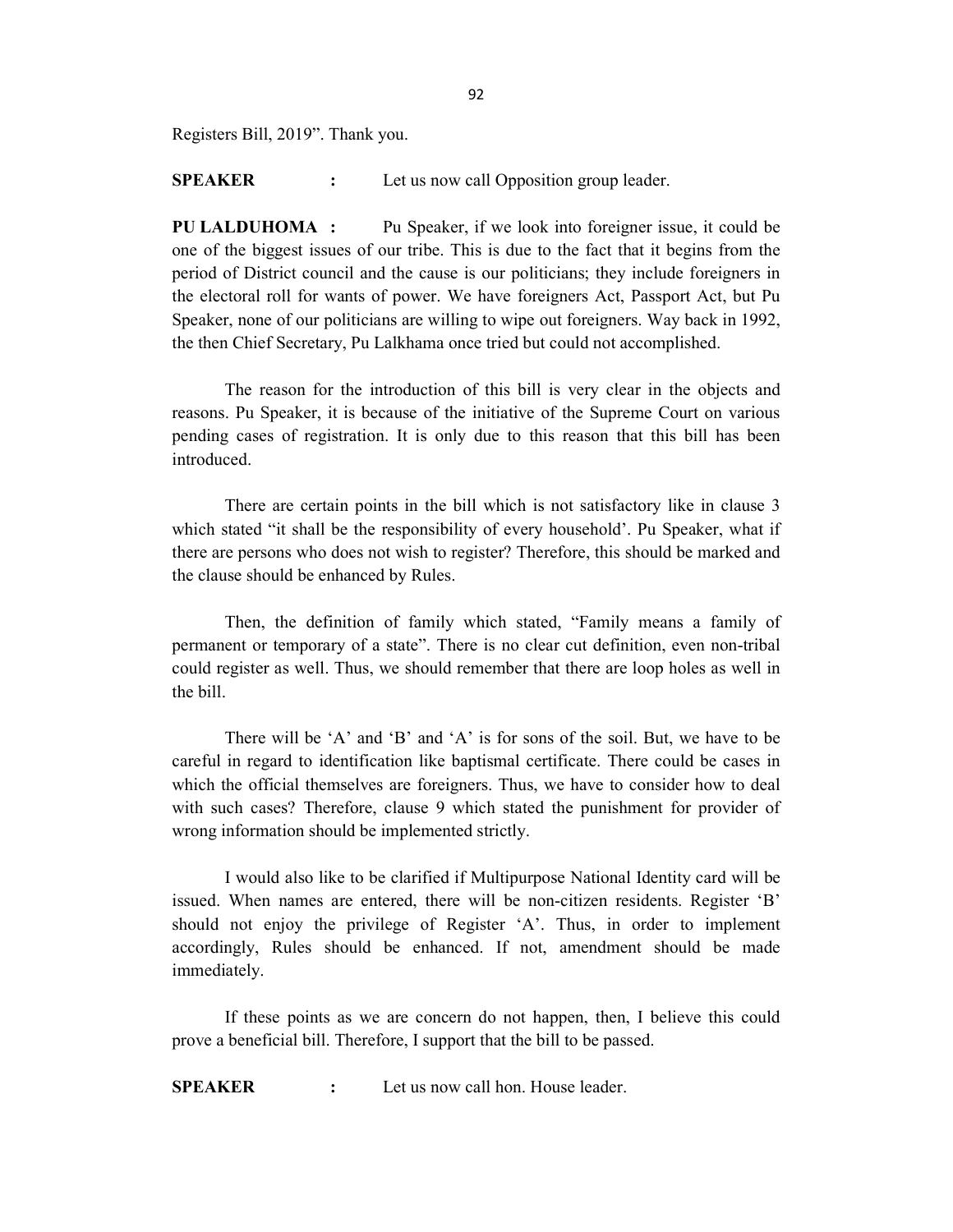Registers Bill, 2019". Thank you.

**SPEAKER :** Let us now call Opposition group leader.

**PU LALDUHOMA :** Pu Speaker, if we look into foreigner issue, it could be one of the biggest issues of our tribe. This is due to the fact that it begins from the period of District council and the cause is our politicians; they include foreigners in the electoral roll for wants of power. We have foreigners Act, Passport Act, but Pu Speaker, none of our politicians are willing to wipe out foreigners. Way back in 1992, the then Chief Secretary, Pu Lalkhama once tried but could not accomplished.

The reason for the introduction of this bill is very clear in the objects and reasons. Pu Speaker, it is because of the initiative of the Supreme Court on various pending cases of registration. It is only due to this reason that this bill has been introduced.

There are certain points in the bill which is not satisfactory like in clause 3 which stated "it shall be the responsibility of every household'. Pu Speaker, what if there are persons who does not wish to register? Therefore, this should be marked and the clause should be enhanced by Rules.

Then, the definition of family which stated, "Family means a family of permanent or temporary of a state". There is no clear cut definition, even non-tribal could register as well. Thus, we should remember that there are loop holes as well in the bill.

There will be 'A' and 'B' and 'A' is for sons of the soil. But, we have to be careful in regard to identification like baptismal certificate. There could be cases in which the official themselves are foreigners. Thus, we have to consider how to deal with such cases? Therefore, clause 9 which stated the punishment for provider of wrong information should be implemented strictly.

I would also like to be clarified if Multipurpose National Identity card will be issued. When names are entered, there will be non-citizen residents. Register 'B' should not enjoy the privilege of Register 'A'. Thus, in order to implement accordingly, Rules should be enhanced. If not, amendment should be made immediately.

If these points as we are concern do not happen, then, I believe this could prove a beneficial bill. Therefore, I support that the bill to be passed.

**SPEAKER :** Let us now call hon. House leader.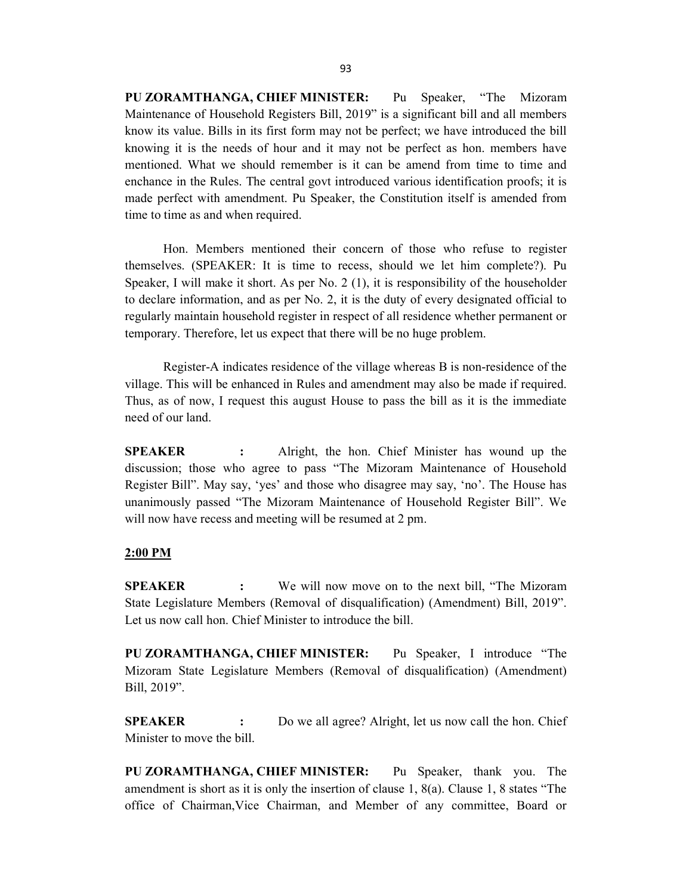**PU ZORAMTHANGA, CHIEF MINISTER:** Pu Speaker, "The Mizoram Maintenance of Household Registers Bill, 2019" is a significant bill and all members know its value. Bills in its first form may not be perfect; we have introduced the bill knowing it is the needs of hour and it may not be perfect as hon. members have mentioned. What we should remember is it can be amend from time to time and enchance in the Rules. The central govt introduced various identification proofs; it is made perfect with amendment. Pu Speaker, the Constitution itself is amended from time to time as and when required.

Hon. Members mentioned their concern of those who refuse to register themselves. (SPEAKER: It is time to recess, should we let him complete?). Pu Speaker, I will make it short. As per No. 2 (1), it is responsibility of the householder to declare information, and as per No. 2, it is the duty of every designated official to regularly maintain household register in respect of all residence whether permanent or temporary. Therefore, let us expect that there will be no huge problem.

Register-A indicates residence of the village whereas B is non-residence of the village. This will be enhanced in Rules and amendment may also be made if required. Thus, as of now, I request this august House to pass the bill as it is the immediate need of our land.

**SPEAKER :** Alright, the hon. Chief Minister has wound up the discussion; those who agree to pass "The Mizoram Maintenance of Household Register Bill". May say, 'yes' and those who disagree may say, 'no'. The House has unanimously passed "The Mizoram Maintenance of Household Register Bill". We will now have recess and meeting will be resumed at 2 pm.

**2:00 PM**

**SPEAKER :** We will now move on to the next bill, "The Mizoram State Legislature Members (Removal of disqualification) (Amendment) Bill, 2019". Let us now call hon. Chief Minister to introduce the bill.

**PU ZORAMTHANGA, CHIEF MINISTER:** Pu Speaker, I introduce "The Mizoram State Legislature Members (Removal of disqualification) (Amendment) Bill, 2019".

**SPEAKER :** Do we all agree? Alright, let us now call the hon. Chief Minister to move the bill.

**PU ZORAMTHANGA, CHIEF MINISTER:** Pu Speaker, thank you. The amendment is short as it is only the insertion of clause 1, 8(a). Clause 1, 8 states "The office of Chairman,Vice Chairman, and Member of any committee, Board or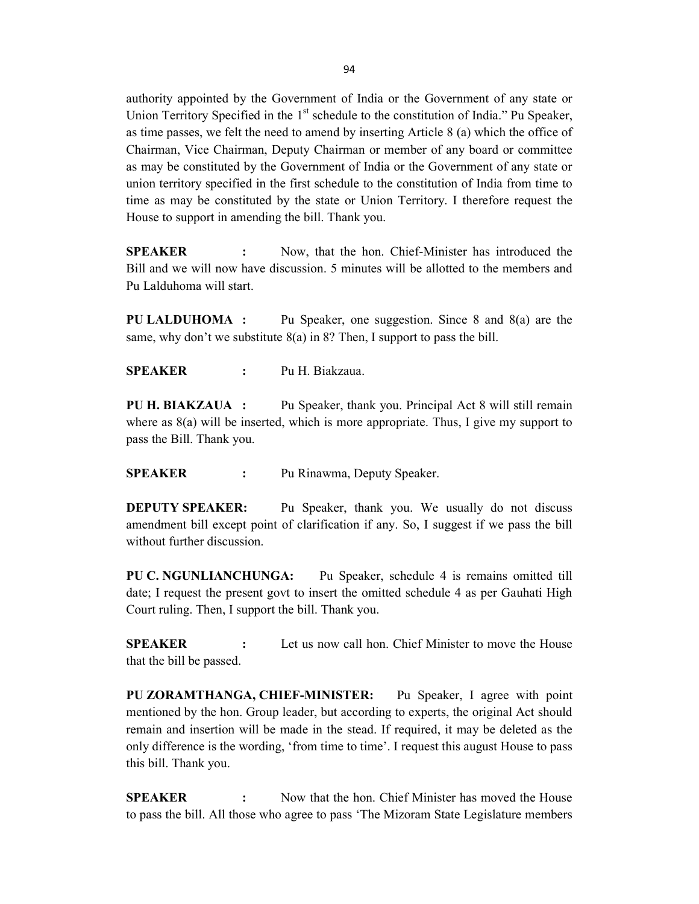authority appointed by the Government of India or the Government of any state or Union Territory Specified in the 1st schedule to the constitution of India." Pu Speaker, as time passes, we felt the need to amend by inserting Article 8 (a) which the office of Chairman, Vice Chairman, Deputy Chairman or member of any board or committee as may be constituted by the Government of India or the Government of any state or union territory specified in the first schedule to the constitution of India from time to time as may be constituted by the state or Union Territory. I therefore request the House to support in amending the bill. Thank you.

**SPEAKER :** Now, that the hon. Chief-Minister has introduced the Bill and we will now have discussion. 5 minutes will be allotted to the members and Pu Lalduhoma will start.

**PU LALDUHOMA :** Pu Speaker, one suggestion. Since 8 and 8(a) are the same, why don't we substitute 8(a) in 8? Then, I support to pass the bill.

**SPEAKER :** Pu H. Biakzaua.

**PU H. BIAKZAUA :** Pu Speaker, thank you. Principal Act 8 will still remain where as 8(a) will be inserted, which is more appropriate. Thus, I give my support to pass the Bill. Thank you.

**SPEAKER :** Pu Rinawma, Deputy Speaker.

**DEPUTY SPEAKER:** Pu Speaker, thank you. We usually do not discuss amendment bill except point of clarification if any. So, I suggest if we pass the bill without further discussion.

**PU C. NGUNLIANCHUNGA:** Pu Speaker, schedule 4 is remains omitted till date; I request the present govt to insert the omitted schedule 4 as per Gauhati High Court ruling. Then, I support the bill. Thank you.

**SPEAKER :** Let us now call hon. Chief Minister to move the House that the bill be passed.

**PU ZORAMTHANGA, CHIEF-MINISTER:** Pu Speaker, I agree with point mentioned by the hon. Group leader, but according to experts, the original Act should remain and insertion will be made in the stead. If required, it may be deleted as the only difference is the wording, 'from time to time'. I request this august House to pass this bill. Thank you.

**SPEAKER :** Now that the hon. Chief Minister has moved the House to pass the bill. All those who agree to pass 'The Mizoram State Legislature members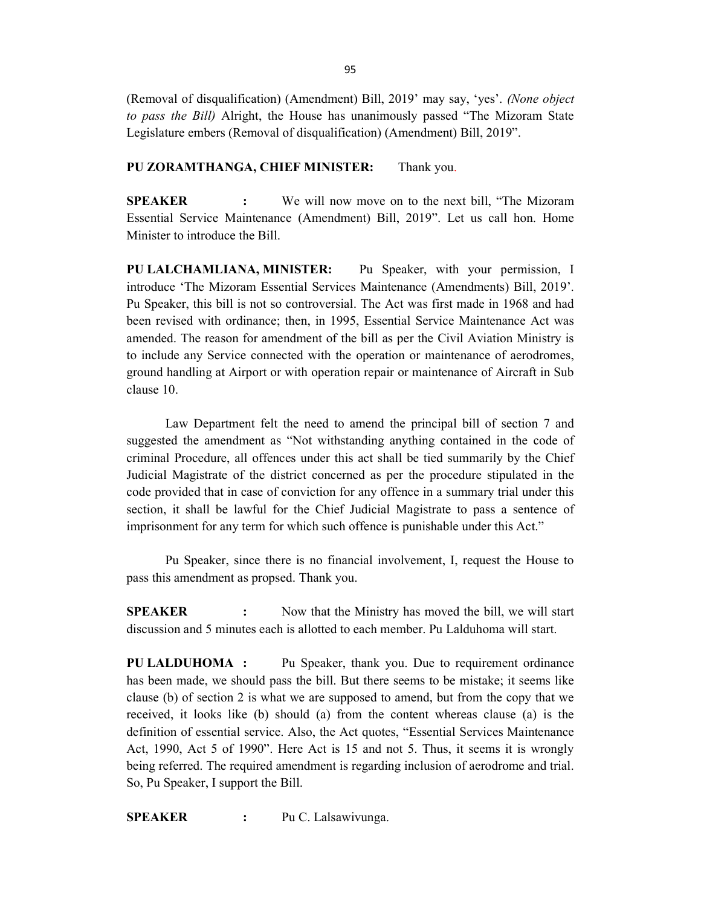(Removal of disqualification) (Amendment) Bill, 2019' may say, 'yes'. *(None object to pass the Bill)* Alright, the House has unanimously passed "The Mizoram State Legislature embers (Removal of disqualification) (Amendment) Bill, 2019".

**PU ZORAMTHANGA, CHIEF MINISTER:** Thank you.

**SPEAKER :** We will now move on to the next bill, "The Mizoram Essential Service Maintenance (Amendment) Bill, 2019". Let us call hon. Home Minister to introduce the Bill.

**PU LALCHAMLIANA, MINISTER:** Pu Speaker, with your permission, I introduce 'The Mizoram Essential Services Maintenance (Amendments) Bill, 2019'. Pu Speaker, this bill is not so controversial. The Act was first made in 1968 and had been revised with ordinance; then, in 1995, Essential Service Maintenance Act was amended. The reason for amendment of the bill as per the Civil Aviation Ministry is to include any Service connected with the operation or maintenance of aerodromes, ground handling at Airport or with operation repair or maintenance of Aircraft in Sub clause 10.

Law Department felt the need to amend the principal bill of section 7 and suggested the amendment as "Not withstanding anything contained in the code of criminal Procedure, all offences under this act shall be tied summarily by the Chief Judicial Magistrate of the district concerned as per the procedure stipulated in the code provided that in case of conviction for any offence in a summary trial under this section, it shall be lawful for the Chief Judicial Magistrate to pass a sentence of imprisonment for any term for which such offence is punishable under this Act."

Pu Speaker, since there is no financial involvement, I, request the House to pass this amendment as propsed. Thank you.

**SPEAKER :** Now that the Ministry has moved the bill, we will start discussion and 5 minutes each is allotted to each member. Pu Lalduhoma will start.

**PU LALDUHOMA :** Pu Speaker, thank you. Due to requirement ordinance has been made, we should pass the bill. But there seems to be mistake; it seems like clause (b) of section 2 is what we are supposed to amend, but from the copy that we received, it looks like (b) should (a) from the content whereas clause (a) is the definition of essential service. Also, the Act quotes, "Essential Services Maintenance Act, 1990, Act 5 of 1990". Here Act is 15 and not 5. Thus, it seems it is wrongly being referred. The required amendment is regarding inclusion of aerodrome and trial. So, Pu Speaker, I support the Bill.

**SPEAKER :** Pu C. Lalsawivunga.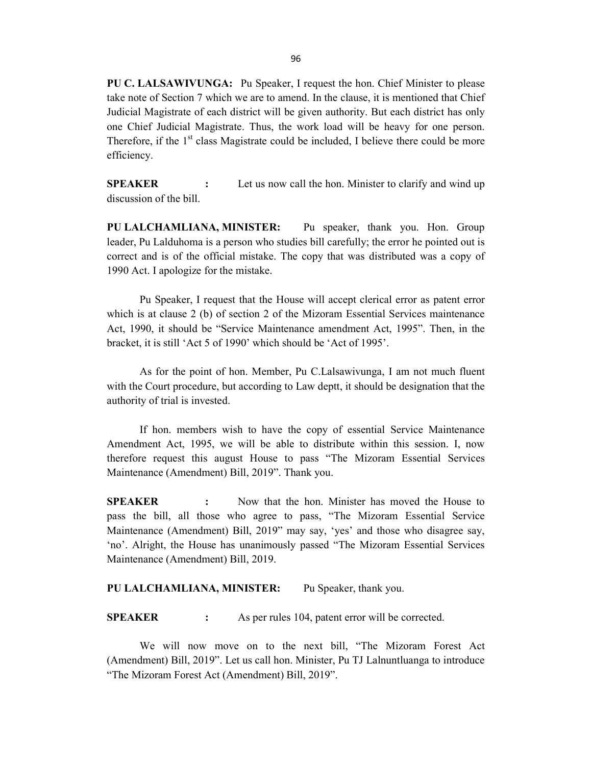**PU C. LALSAWIVUNGA:** Pu Speaker, I request the hon. Chief Minister to please take note of Section 7 which we are to amend. In the clause, it is mentioned that Chief Judicial Magistrate of each district will be given authority. But each district has only one Chief Judicial Magistrate. Thus, the work load will be heavy for one person. Therefore, if the 1st class Magistrate could be included, I believe there could be more efficiency.

**SPEAKER :** Let us now call the hon. Minister to clarify and wind up discussion of the bill.

**PU LALCHAMLIANA, MINISTER:** Pu speaker, thank you. Hon. Group leader, Pu Lalduhoma is a person who studies bill carefully; the error he pointed out is correct and is of the official mistake. The copy that was distributed was a copy of 1990 Act. I apologize for the mistake.

Pu Speaker, I request that the House will accept clerical error as patent error which is at clause 2 (b) of section 2 of the Mizoram Essential Services maintenance Act, 1990, it should be "Service Maintenance amendment Act, 1995". Then, in the bracket, it is still 'Act 5 of 1990' which should be 'Act of 1995'.

As for the point of hon. Member, Pu C.Lalsawivunga, I am not much fluent with the Court procedure, but according to Law deptt, it should be designation that the authority of trial is invested.

If hon. members wish to have the copy of essential Service Maintenance Amendment Act, 1995, we will be able to distribute within this session. I, now therefore request this august House to pass "The Mizoram Essential Services Maintenance (Amendment) Bill, 2019". Thank you.

**SPEAKER :** Now that the hon. Minister has moved the House to pass the bill, all those who agree to pass, "The Mizoram Essential Service Maintenance (Amendment) Bill, 2019" may say, 'yes' and those who disagree say, 'no'. Alright, the House has unanimously passed "The Mizoram Essential Services Maintenance (Amendment) Bill, 2019.

**PU LALCHAMLIANA, MINISTER:** Pu Speaker, thank you.

**SPEAKER :** As per rules 104, patent error will be corrected.

We will now move on to the next bill, "The Mizoram Forest Act (Amendment) Bill, 2019". Let us call hon. Minister, Pu TJ Lalnuntluanga to introduce "The Mizoram Forest Act (Amendment) Bill, 2019".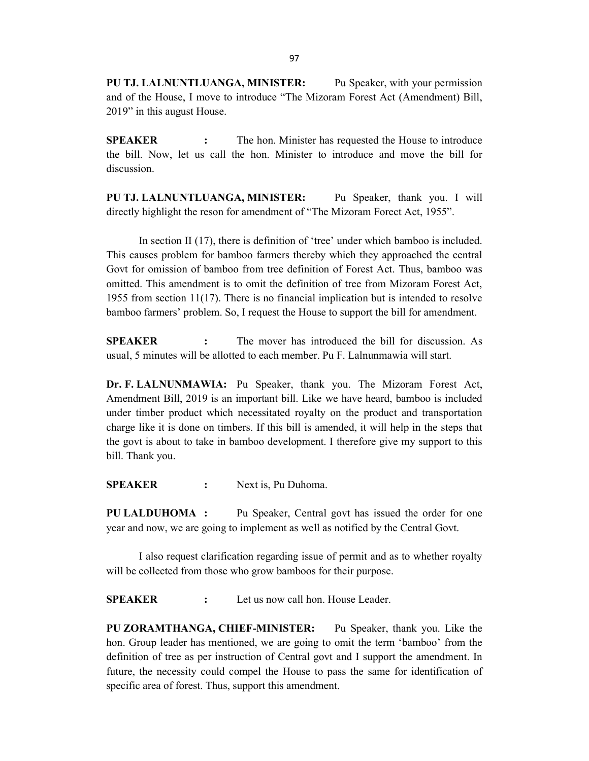**PU TJ. LALNUNTLUANGA, MINISTER:** Pu Speaker, with your permission and of the House, I move to introduce "The Mizoram Forest Act (Amendment) Bill, 2019" in this august House.

**SPEAKER :** The hon. Minister has requested the House to introduce the bill. Now, let us call the hon. Minister to introduce and move the bill for discussion.

**PU TJ. LALNUNTLUANGA, MINISTER:** Pu Speaker, thank you. I will directly highlight the reson for amendment of "The Mizoram Forect Act, 1955".

In section II (17), there is definition of 'tree' under which bamboo is included. This causes problem for bamboo farmers thereby which they approached the central Govt for omission of bamboo from tree definition of Forest Act. Thus, bamboo was omitted. This amendment is to omit the definition of tree from Mizoram Forest Act, 1955 from section 11(17). There is no financial implication but is intended to resolve bamboo farmers' problem. So, I request the House to support the bill for amendment.

**SPEAKER :** The mover has introduced the bill for discussion. As usual, 5 minutes will be allotted to each member. Pu F. Lalnunmawia will start.

**Dr. F. LALNUNMAWIA:** Pu Speaker, thank you. The Mizoram Forest Act, Amendment Bill, 2019 is an important bill. Like we have heard, bamboo is included under timber product which necessitated royalty on the product and transportation charge like it is done on timbers. If this bill is amended, it will help in the steps that the govt is about to take in bamboo development. I therefore give my support to this bill. Thank you.

**SPEAKER :** Next is, Pu Duhoma.

**PU LALDUHOMA :** Pu Speaker, Central govt has issued the order for one year and now, we are going to implement as well as notified by the Central Govt.

I also request clarification regarding issue of permit and as to whether royalty will be collected from those who grow bamboos for their purpose.

**SPEAKER :** Let us now call hon. House Leader.

**PU ZORAMTHANGA, CHIEF-MINISTER:** Pu Speaker, thank you. Like the hon. Group leader has mentioned, we are going to omit the term 'bamboo' from the definition of tree as per instruction of Central govt and I support the amendment. In future, the necessity could compel the House to pass the same for identification of specific area of forest. Thus, support this amendment.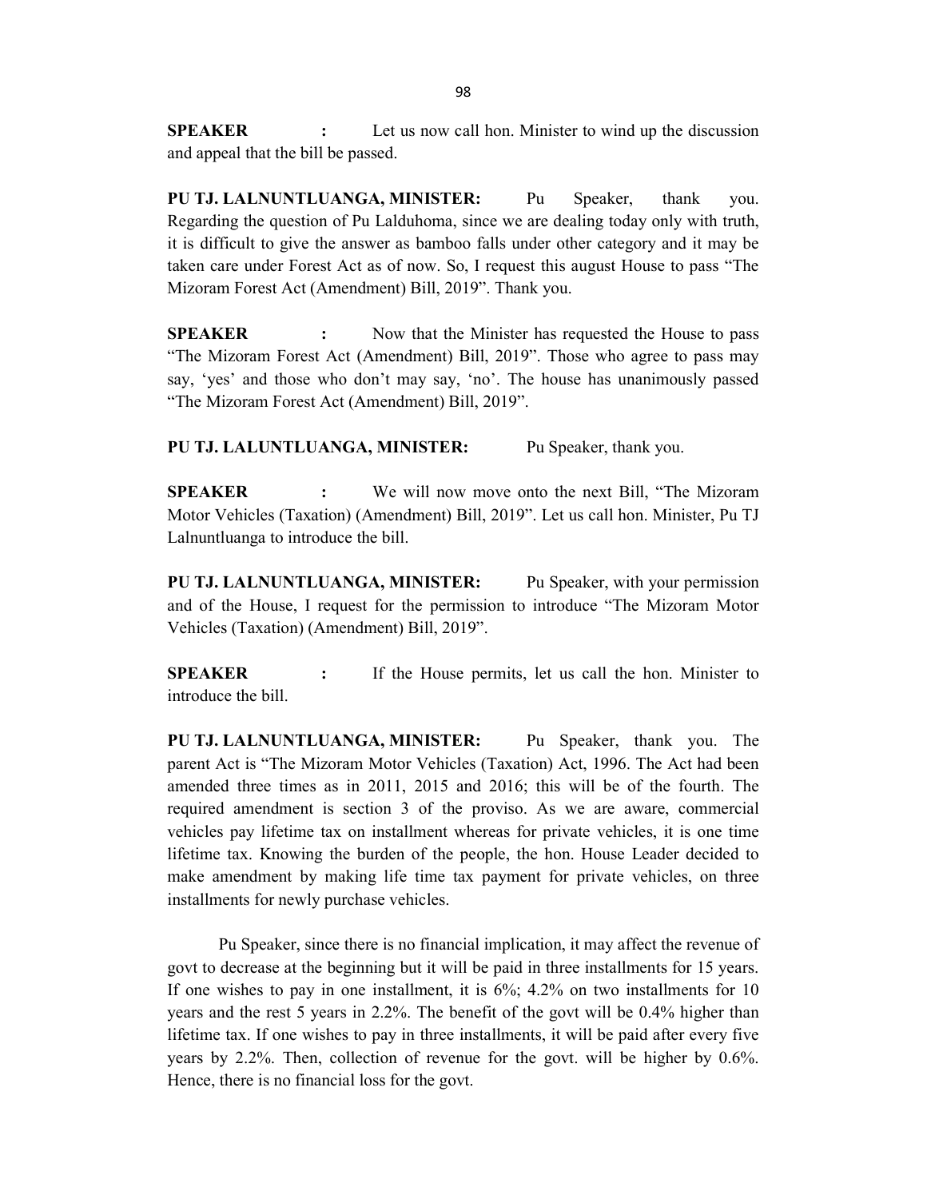**SPEAKER :** Let us now call hon. Minister to wind up the discussion and appeal that the bill be passed.

**PU TJ. LALNUNTLUANGA, MINISTER:** Pu Speaker, thank you. Regarding the question of Pu Lalduhoma, since we are dealing today only with truth, it is difficult to give the answer as bamboo falls under other category and it may be taken care under Forest Act as of now. So, I request this august House to pass "The Mizoram Forest Act (Amendment) Bill, 2019". Thank you.

**SPEAKER :** Now that the Minister has requested the House to pass "The Mizoram Forest Act (Amendment) Bill, 2019". Those who agree to pass may say, 'yes' and those who don't may say, 'no'. The house has unanimously passed "The Mizoram Forest Act (Amendment) Bill, 2019".

**PU TJ. LALUNTLUANGA, MINISTER:** Pu Speaker, thank you.

**SPEAKER :** We will now move onto the next Bill, "The Mizoram Motor Vehicles (Taxation) (Amendment) Bill, 2019". Let us call hon. Minister, Pu TJ Lalnuntluanga to introduce the bill.

**PU TJ. LALNUNTLUANGA, MINISTER:** Pu Speaker, with your permission and of the House, I request for the permission to introduce "The Mizoram Motor Vehicles (Taxation) (Amendment) Bill, 2019".

**SPEAKER :** If the House permits, let us call the hon. Minister to introduce the bill.

**PU TJ. LALNUNTLUANGA, MINISTER:** Pu Speaker, thank you. The parent Act is "The Mizoram Motor Vehicles (Taxation) Act, 1996. The Act had been amended three times as in 2011, 2015 and 2016; this will be of the fourth. The required amendment is section 3 of the proviso. As we are aware, commercial vehicles pay lifetime tax on installment whereas for private vehicles, it is one time lifetime tax. Knowing the burden of the people, the hon. House Leader decided to make amendment by making life time tax payment for private vehicles, on three installments for newly purchase vehicles.

Pu Speaker, since there is no financial implication, it may affect the revenue of govt to decrease at the beginning but it will be paid in three installments for 15 years. If one wishes to pay in one installment, it is 6%; 4.2% on two installments for 10 years and the rest 5 years in 2.2%. The benefit of the govt will be 0.4% higher than lifetime tax. If one wishes to pay in three installments, it will be paid after every five years by 2.2%. Then, collection of revenue for the govt. will be higher by 0.6%. Hence, there is no financial loss for the govt.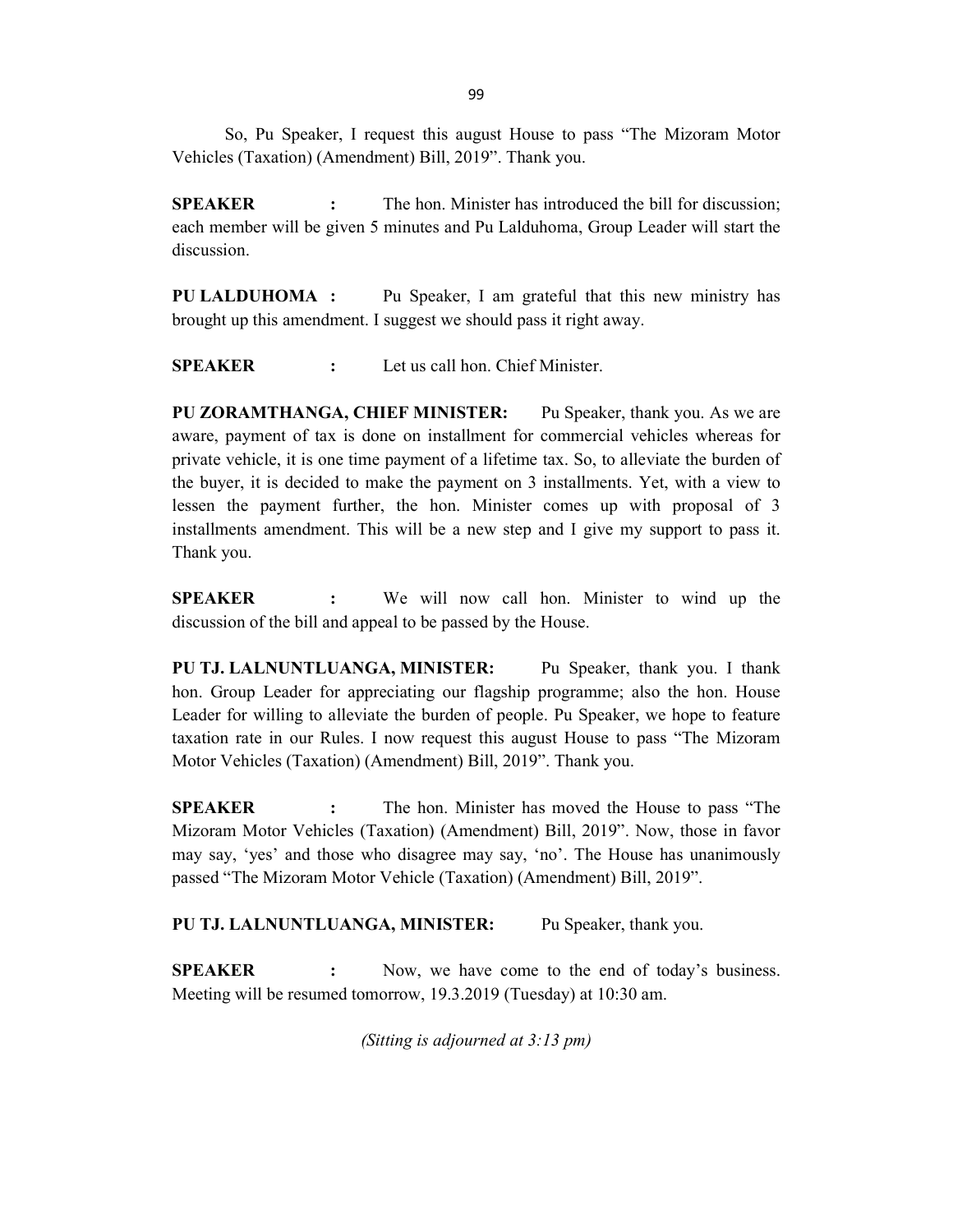So, Pu Speaker, I request this august House to pass "The Mizoram Motor Vehicles (Taxation) (Amendment) Bill, 2019". Thank you.

**SPEAKER :** The hon. Minister has introduced the bill for discussion; each member will be given 5 minutes and Pu Lalduhoma, Group Leader will start the discussion.

**PU LALDUHOMA :** Pu Speaker, I am grateful that this new ministry has brought up this amendment. I suggest we should pass it right away.

**SPEAKER :** Let us call hon. Chief Minister.

**PU ZORAMTHANGA, CHIEF MINISTER:** Pu Speaker, thank you. As we are aware, payment of tax is done on installment for commercial vehicles whereas for private vehicle, it is one time payment of a lifetime tax. So, to alleviate the burden of the buyer, it is decided to make the payment on 3 installments. Yet, with a view to lessen the payment further, the hon. Minister comes up with proposal of 3 installments amendment. This will be a new step and I give my support to pass it. Thank you.

**SPEAKER :** We will now call hon. Minister to wind up the discussion of the bill and appeal to be passed by the House.

**PU TJ. LALNUNTLUANGA, MINISTER:** Pu Speaker, thank you. I thank hon. Group Leader for appreciating our flagship programme; also the hon. House Leader for willing to alleviate the burden of people. Pu Speaker, we hope to feature taxation rate in our Rules. I now request this august House to pass "The Mizoram Motor Vehicles (Taxation) (Amendment) Bill, 2019". Thank you.

**SPEAKER :** The hon. Minister has moved the House to pass "The Mizoram Motor Vehicles (Taxation) (Amendment) Bill, 2019". Now, those in favor may say, 'yes' and those who disagree may say, 'no'. The House has unanimously passed "The Mizoram Motor Vehicle (Taxation) (Amendment) Bill, 2019".

**PU TJ. LALNUNTLUANGA, MINISTER:** Pu Speaker, thank you.

**SPEAKER :** Now, we have come to the end of today's business. Meeting will be resumed tomorrow, 19.3.2019 (Tuesday) at 10:30 am.

*(Sitting is adjourned at 3:13 pm)*